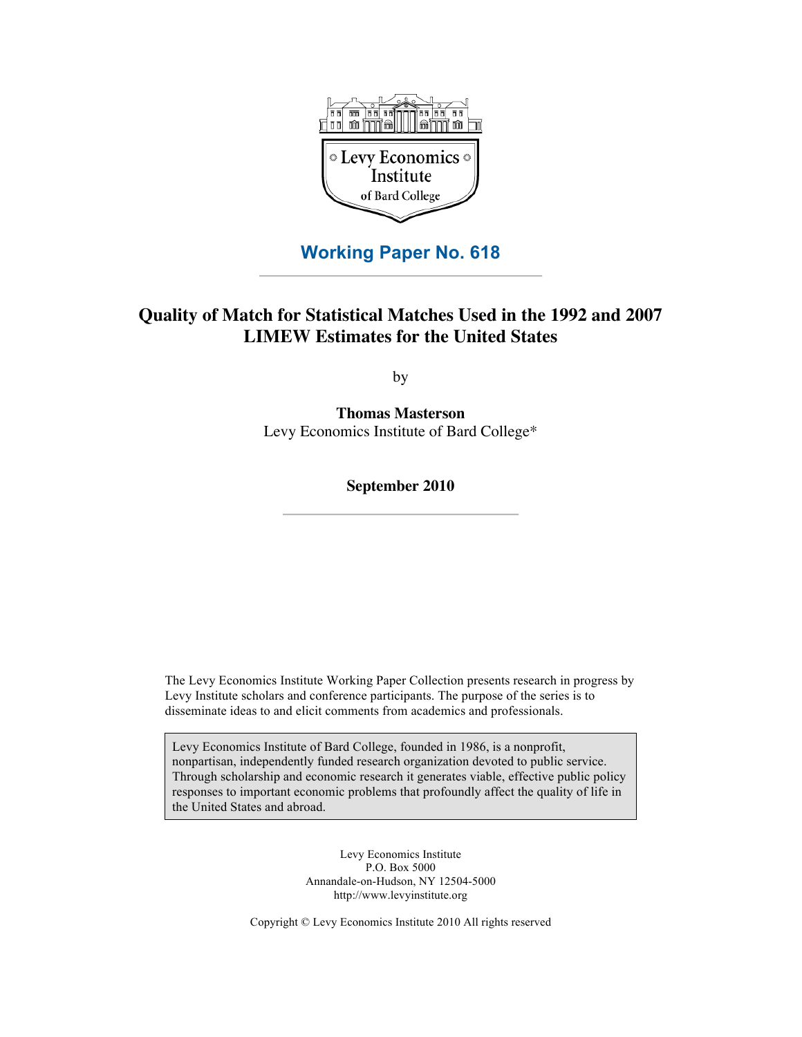Levy Economics Institute of Bard College

**Working Paper No. 618**

# Quality of Match for Statistical Matches Used in the 1992 and 2007 LIMEW Estimates for the United States

by

**Thomas Masterson**
Levy Economics Institute of Bard College*

**September 2010**

The Levy Economics Institute Working Paper Collection presents research in progress by Levy Institute scholars and conference participants. The purpose of the series is to disseminate ideas to and elicit comments from academics and professionals.

> Levy Economics Institute of Bard College, founded in 1986, is a nonprofit, nonpartisan, independently funded research organization devoted to public service. Through scholarship and economic research it generates viable, effective public policy responses to important economic problems that profoundly affect the quality of life in the United States and abroad.

Levy Economics Institute
P.O. Box 5000
Annandale-on-Hudson, NY 12504-5000
http://www.levyinstitute.org

Copyright © Levy Economics Institute 2010 All rights reserved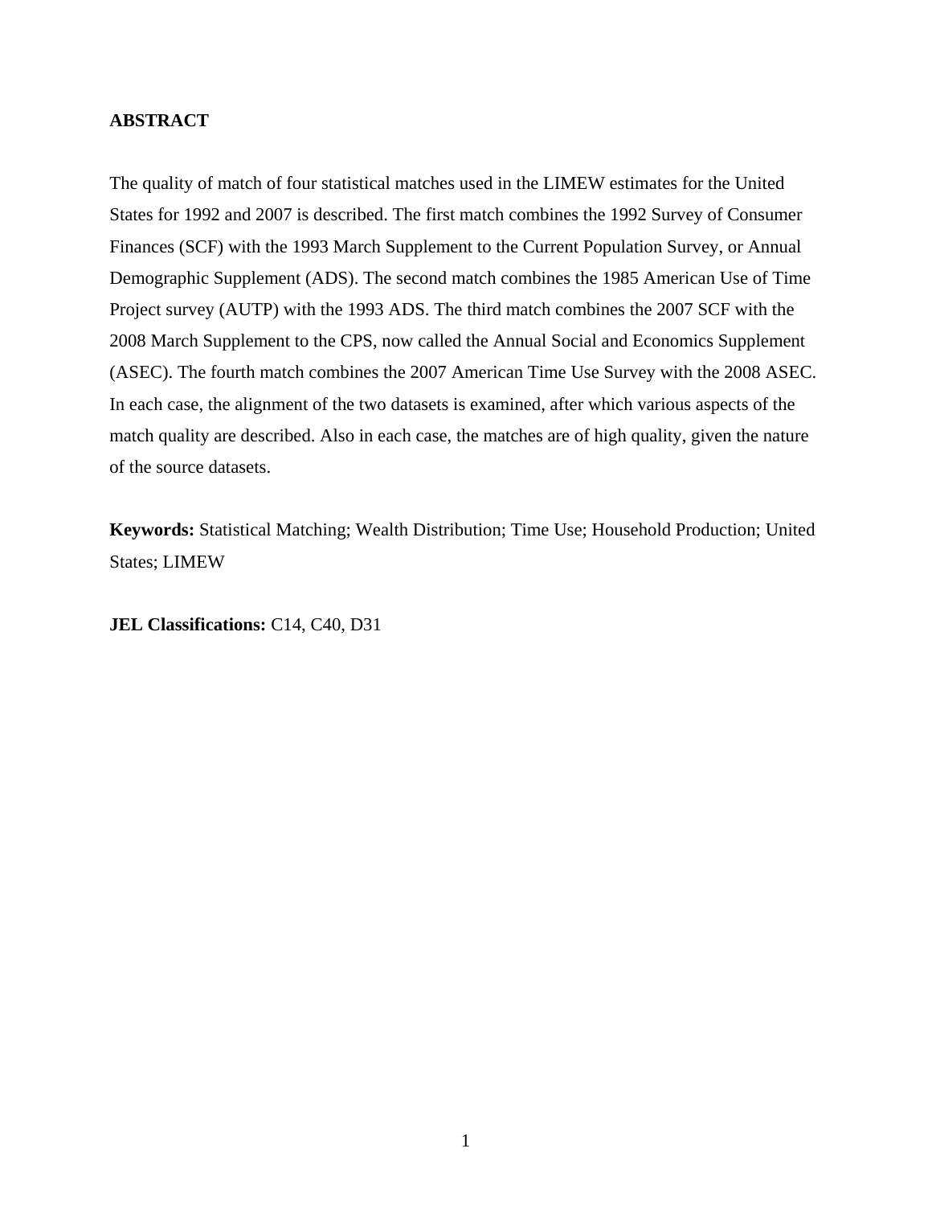**ABSTRACT**

The quality of match of four statistical matches used in the LIMEW estimates for the United States for 1992 and 2007 is described. The first match combines the 1992 Survey of Consumer Finances (SCF) with the 1993 March Supplement to the Current Population Survey, or Annual Demographic Supplement (ADS). The second match combines the 1985 American Use of Time Project survey (AUTP) with the 1993 ADS. The third match combines the 2007 SCF with the 2008 March Supplement to the CPS, now called the Annual Social and Economics Supplement (ASEC). The fourth match combines the 2007 American Time Use Survey with the 2008 ASEC. In each case, the alignment of the two datasets is examined, after which various aspects of the match quality are described. Also in each case, the matches are of high quality, given the nature of the source datasets.

**Keywords:** Statistical Matching; Wealth Distribution; Time Use; Household Production; United States; LIMEW

**JEL Classifications:** C14, C40, D31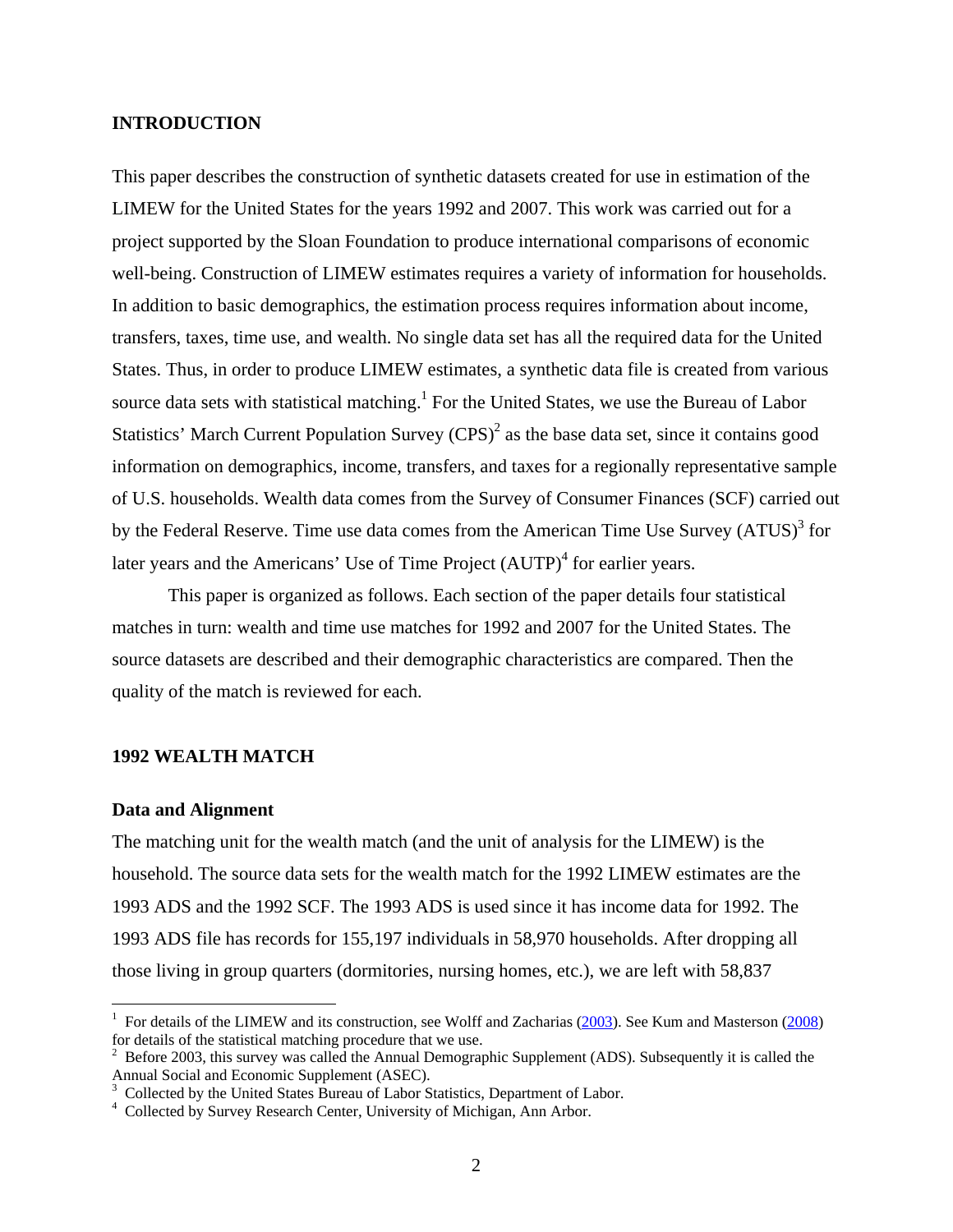## INTRODUCTION

This paper describes the construction of synthetic datasets created for use in estimation of the LIMEW for the United States for the years 1992 and 2007. This work was carried out for a project supported by the Sloan Foundation to produce international comparisons of economic well-being. Construction of LIMEW estimates requires a variety of information for households. In addition to basic demographics, the estimation process requires information about income, transfers, taxes, time use, and wealth. No single data set has all the required data for the United States. Thus, in order to produce LIMEW estimates, a synthetic data file is created from various source data sets with statistical matching.[1] For the United States, we use the Bureau of Labor Statistics' March Current Population Survey (CPS)[2] as the base data set, since it contains good information on demographics, income, transfers, and taxes for a regionally representative sample of U.S. households. Wealth data comes from the Survey of Consumer Finances (SCF) carried out by the Federal Reserve. Time use data comes from the American Time Use Survey (ATUS)[3] for later years and the Americans' Use of Time Project (AUTP)[4] for earlier years.

This paper is organized as follows. Each section of the paper details four statistical matches in turn: wealth and time use matches for 1992 and 2007 for the United States. The source datasets are described and their demographic characteristics are compared. Then the quality of the match is reviewed for each.

## 1992 WEALTH MATCH

### Data and Alignment

The matching unit for the wealth match (and the unit of analysis for the LIMEW) is the household. The source data sets for the wealth match for the 1992 LIMEW estimates are the 1993 ADS and the 1992 SCF. The 1993 ADS is used since it has income data for 1992. The 1993 ADS file has records for 155,197 individuals in 58,970 households. After dropping all those living in group quarters (dormitories, nursing homes, etc.), we are left with 58,837

---

[1] For details of the LIMEW and its construction, see Wolff and Zacharias (2003). See Kum and Masterson (2008) for details of the statistical matching procedure that we use.

[2] Before 2003, this survey was called the Annual Demographic Supplement (ADS). Subsequently it is called the Annual Social and Economic Supplement (ASEC).

[3] Collected by the United States Bureau of Labor Statistics, Department of Labor.

[4] Collected by Survey Research Center, University of Michigan, Ann Arbor.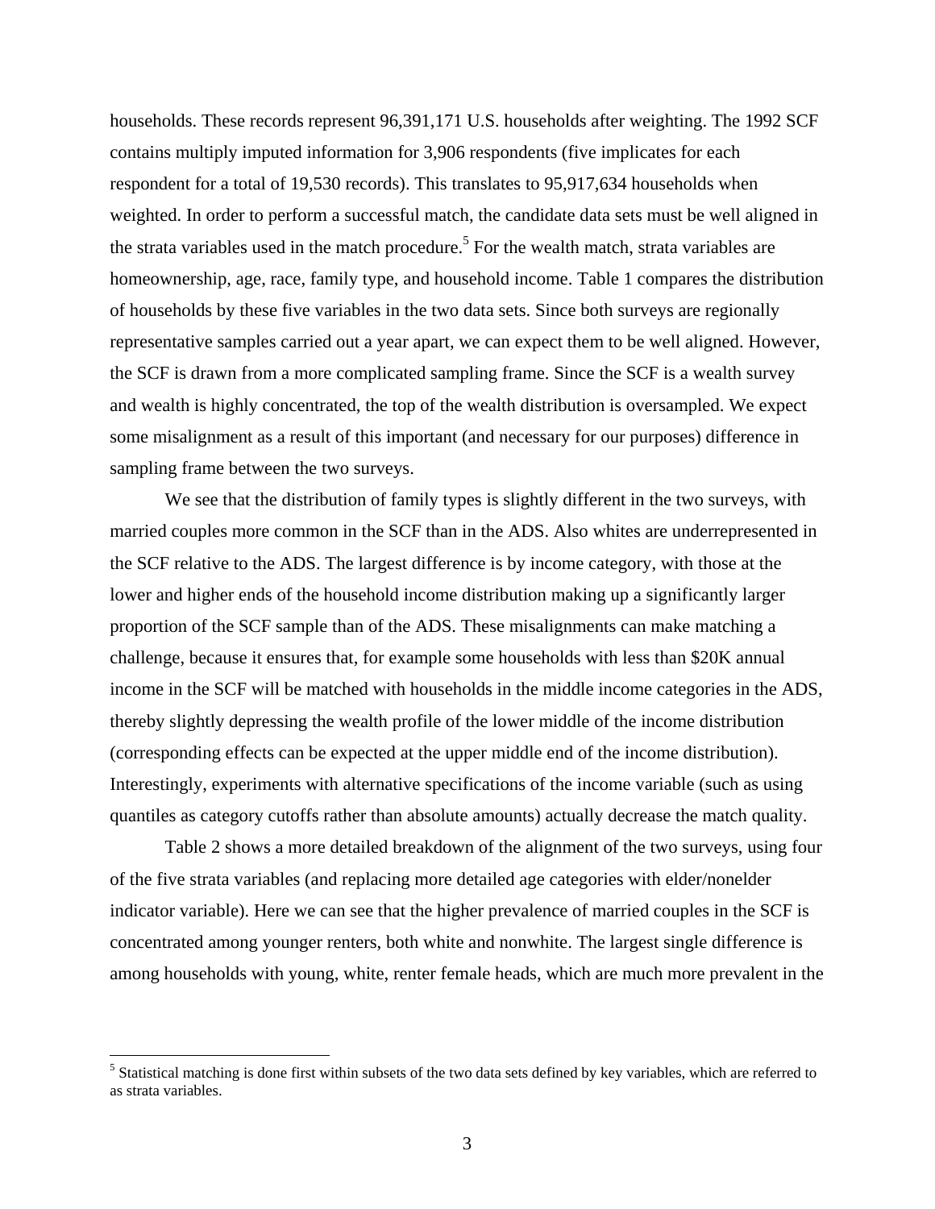households. These records represent 96,391,171 U.S. households after weighting. The 1992 SCF contains multiply imputed information for 3,906 respondents (five implicates for each respondent for a total of 19,530 records). This translates to 95,917,634 households when weighted. In order to perform a successful match, the candidate data sets must be well aligned in the strata variables used in the match procedure.[5] For the wealth match, strata variables are homeownership, age, race, family type, and household income. Table 1 compares the distribution of households by these five variables in the two data sets. Since both surveys are regionally representative samples carried out a year apart, we can expect them to be well aligned. However, the SCF is drawn from a more complicated sampling frame. Since the SCF is a wealth survey and wealth is highly concentrated, the top of the wealth distribution is oversampled. We expect some misalignment as a result of this important (and necessary for our purposes) difference in sampling frame between the two surveys.

We see that the distribution of family types is slightly different in the two surveys, with married couples more common in the SCF than in the ADS. Also whites are underrepresented in the SCF relative to the ADS. The largest difference is by income category, with those at the lower and higher ends of the household income distribution making up a significantly larger proportion of the SCF sample than of the ADS. These misalignments can make matching a challenge, because it ensures that, for example some households with less than $20K annual income in the SCF will be matched with households in the middle income categories in the ADS, thereby slightly depressing the wealth profile of the lower middle of the income distribution (corresponding effects can be expected at the upper middle end of the income distribution). Interestingly, experiments with alternative specifications of the income variable (such as using quantiles as category cutoffs rather than absolute amounts) actually decrease the match quality.

Table 2 shows a more detailed breakdown of the alignment of the two surveys, using four of the five strata variables (and replacing more detailed age categories with elder/nonelder indicator variable). Here we can see that the higher prevalence of married couples in the SCF is concentrated among younger renters, both white and nonwhite. The largest single difference is among households with young, white, renter female heads, which are much more prevalent in the

[5] Statistical matching is done first within subsets of the two data sets defined by key variables, which are referred to as strata variables.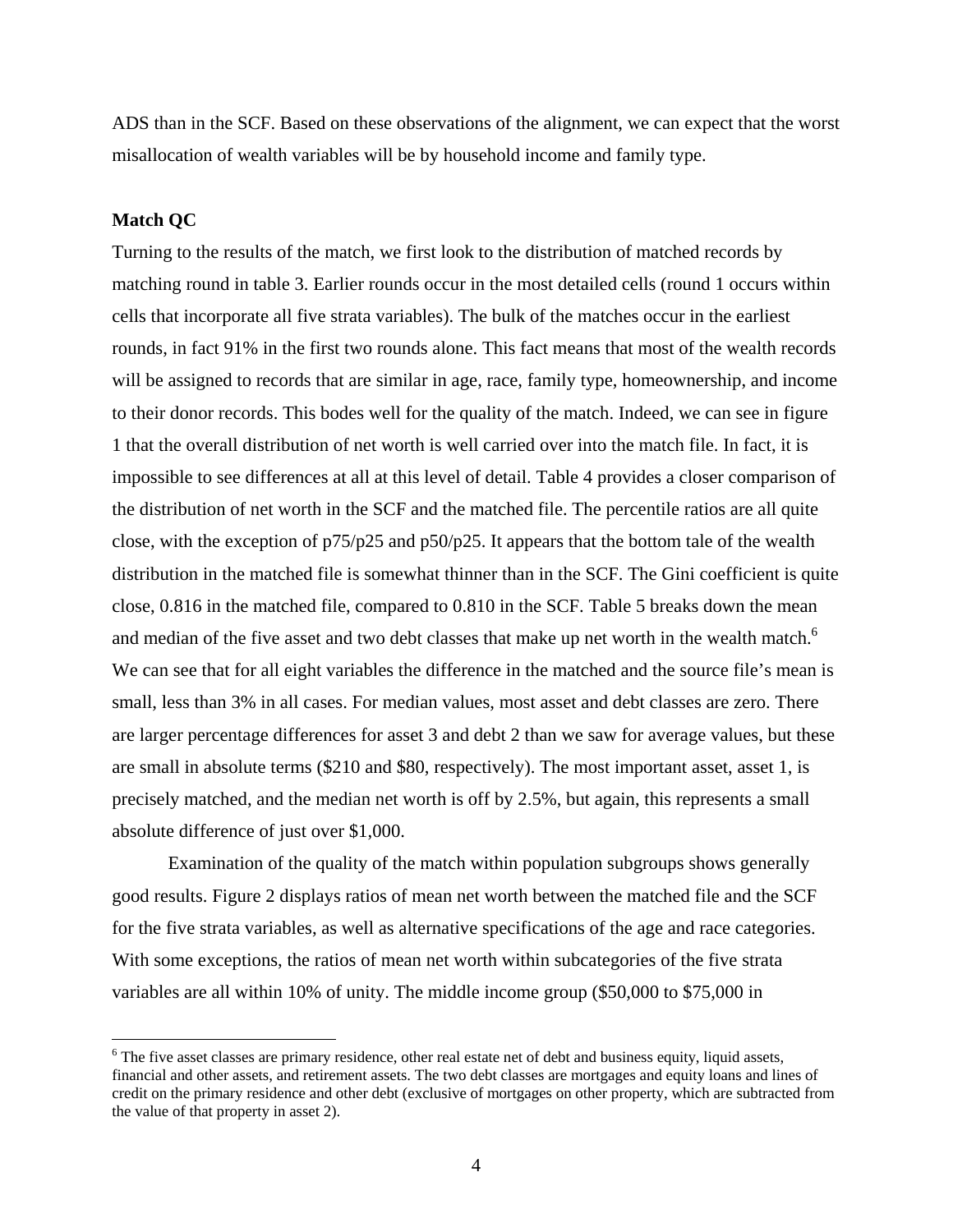ADS than in the SCF. Based on these observations of the alignment, we can expect that the worst misallocation of wealth variables will be by household income and family type.

**Match QC**

Turning to the results of the match, we first look to the distribution of matched records by matching round in table 3. Earlier rounds occur in the most detailed cells (round 1 occurs within cells that incorporate all five strata variables). The bulk of the matches occur in the earliest rounds, in fact 91% in the first two rounds alone. This fact means that most of the wealth records will be assigned to records that are similar in age, race, family type, homeownership, and income to their donor records. This bodes well for the quality of the match. Indeed, we can see in figure 1 that the overall distribution of net worth is well carried over into the match file. In fact, it is impossible to see differences at all at this level of detail. Table 4 provides a closer comparison of the distribution of net worth in the SCF and the matched file. The percentile ratios are all quite close, with the exception of p75/p25 and p50/p25. It appears that the bottom tale of the wealth distribution in the matched file is somewhat thinner than in the SCF. The Gini coefficient is quite close, 0.816 in the matched file, compared to 0.810 in the SCF. Table 5 breaks down the mean and median of the five asset and two debt classes that make up net worth in the wealth match.[6] We can see that for all eight variables the difference in the matched and the source file's mean is small, less than 3% in all cases. For median values, most asset and debt classes are zero. There are larger percentage differences for asset 3 and debt 2 than we saw for average values, but these are small in absolute terms ($210 and $80, respectively). The most important asset, asset 1, is precisely matched, and the median net worth is off by 2.5%, but again, this represents a small absolute difference of just over $1,000.

Examination of the quality of the match within population subgroups shows generally good results. Figure 2 displays ratios of mean net worth between the matched file and the SCF for the five strata variables, as well as alternative specifications of the age and race categories. With some exceptions, the ratios of mean net worth within subcategories of the five strata variables are all within 10% of unity. The middle income group ($50,000 to $75,000 in

[6] The five asset classes are primary residence, other real estate net of debt and business equity, liquid assets, financial and other assets, and retirement assets. The two debt classes are mortgages and equity loans and lines of credit on the primary residence and other debt (exclusive of mortgages on other property, which are subtracted from the value of that property in asset 2).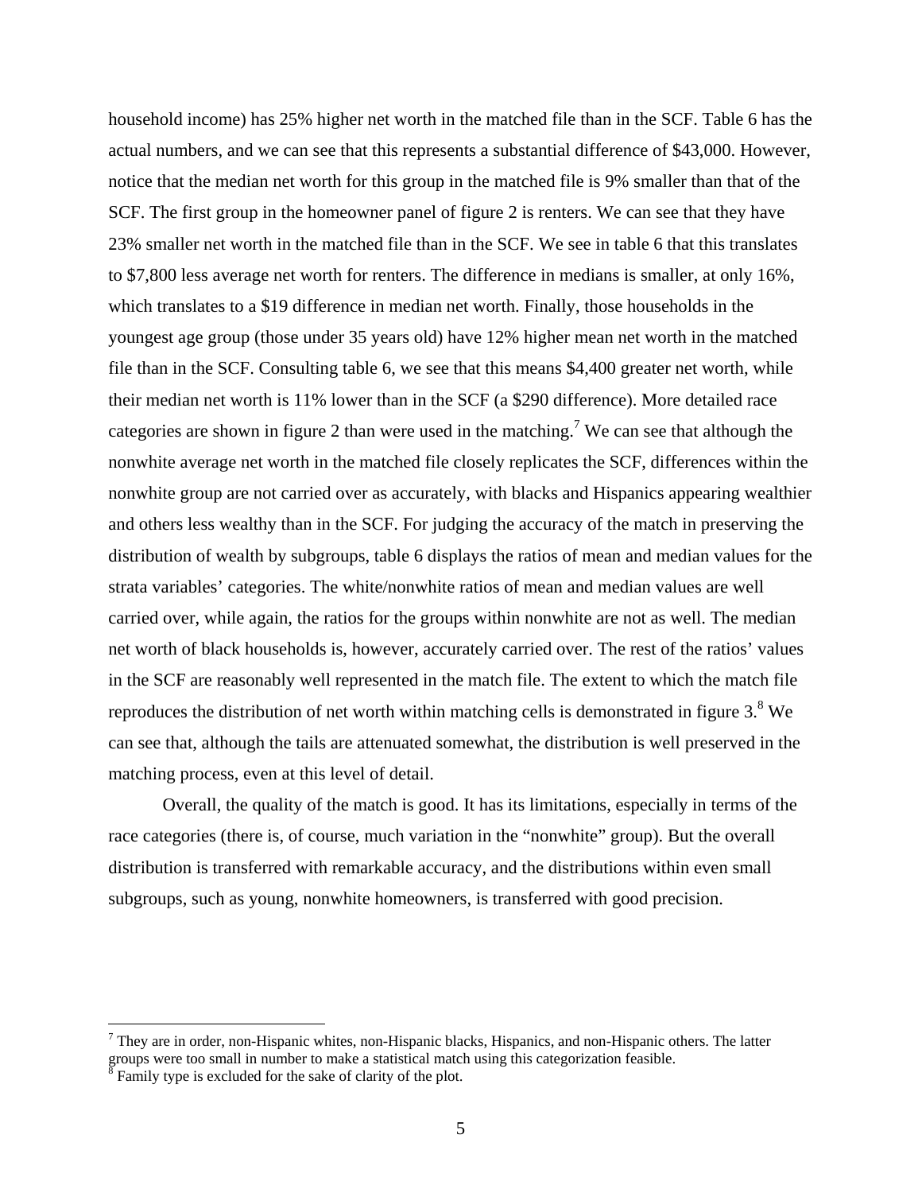household income) has 25% higher net worth in the matched file than in the SCF. Table 6 has the actual numbers, and we can see that this represents a substantial difference of $43,000. However, notice that the median net worth for this group in the matched file is 9% smaller than that of the SCF. The first group in the homeowner panel of figure 2 is renters. We can see that they have 23% smaller net worth in the matched file than in the SCF. We see in table 6 that this translates to $7,800 less average net worth for renters. The difference in medians is smaller, at only 16%, which translates to a $19 difference in median net worth. Finally, those households in the youngest age group (those under 35 years old) have 12% higher mean net worth in the matched file than in the SCF. Consulting table 6, we see that this means $4,400 greater net worth, while their median net worth is 11% lower than in the SCF (a $290 difference). More detailed race categories are shown in figure 2 than were used in the matching.[7] We can see that although the nonwhite average net worth in the matched file closely replicates the SCF, differences within the nonwhite group are not carried over as accurately, with blacks and Hispanics appearing wealthier and others less wealthy than in the SCF. For judging the accuracy of the match in preserving the distribution of wealth by subgroups, table 6 displays the ratios of mean and median values for the strata variables' categories. The white/nonwhite ratios of mean and median values are well carried over, while again, the ratios for the groups within nonwhite are not as well. The median net worth of black households is, however, accurately carried over. The rest of the ratios' values in the SCF are reasonably well represented in the match file. The extent to which the match file reproduces the distribution of net worth within matching cells is demonstrated in figure 3.[8] We can see that, although the tails are attenuated somewhat, the distribution is well preserved in the matching process, even at this level of detail.

Overall, the quality of the match is good. It has its limitations, especially in terms of the race categories (there is, of course, much variation in the "nonwhite" group). But the overall distribution is transferred with remarkable accuracy, and the distributions within even small subgroups, such as young, nonwhite homeowners, is transferred with good precision.

---

[7] They are in order, non-Hispanic whites, non-Hispanic blacks, Hispanics, and non-Hispanic others. The latter groups were too small in number to make a statistical match using this categorization feasible.

[8] Family type is excluded for the sake of clarity of the plot.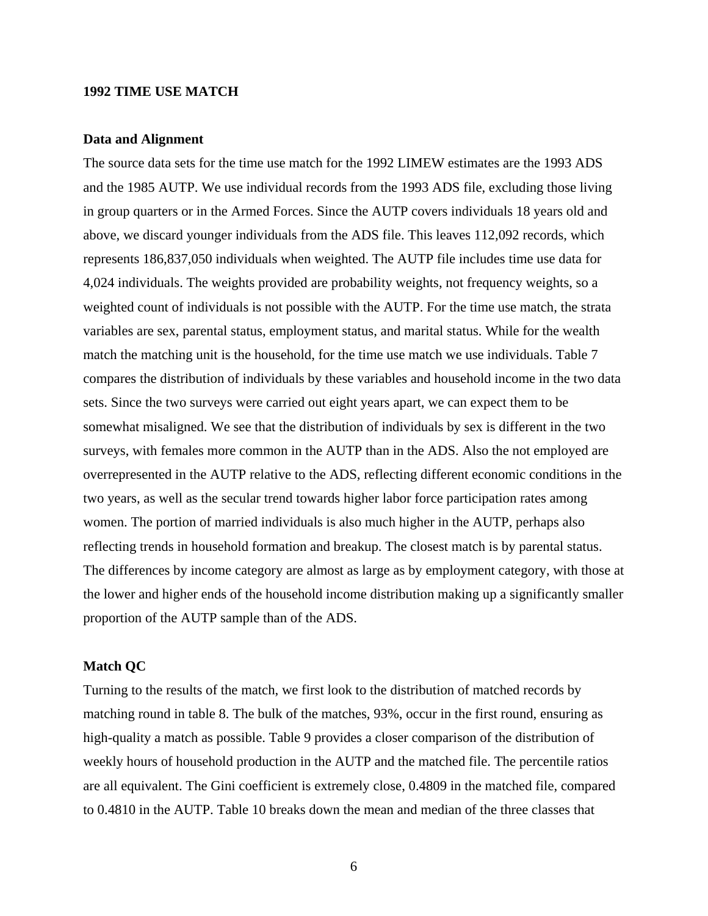## 1992 TIME USE MATCH

### Data and Alignment

The source data sets for the time use match for the 1992 LIMEW estimates are the 1993 ADS and the 1985 AUTP. We use individual records from the 1993 ADS file, excluding those living in group quarters or in the Armed Forces. Since the AUTP covers individuals 18 years old and above, we discard younger individuals from the ADS file. This leaves 112,092 records, which represents 186,837,050 individuals when weighted. The AUTP file includes time use data for 4,024 individuals. The weights provided are probability weights, not frequency weights, so a weighted count of individuals is not possible with the AUTP. For the time use match, the strata variables are sex, parental status, employment status, and marital status. While for the wealth match the matching unit is the household, for the time use match we use individuals. Table 7 compares the distribution of individuals by these variables and household income in the two data sets. Since the two surveys were carried out eight years apart, we can expect them to be somewhat misaligned. We see that the distribution of individuals by sex is different in the two surveys, with females more common in the AUTP than in the ADS. Also the not employed are overrepresented in the AUTP relative to the ADS, reflecting different economic conditions in the two years, as well as the secular trend towards higher labor force participation rates among women. The portion of married individuals is also much higher in the AUTP, perhaps also reflecting trends in household formation and breakup. The closest match is by parental status. The differences by income category are almost as large as by employment category, with those at the lower and higher ends of the household income distribution making up a significantly smaller proportion of the AUTP sample than of the ADS.

### Match QC

Turning to the results of the match, we first look to the distribution of matched records by matching round in table 8. The bulk of the matches, 93%, occur in the first round, ensuring as high-quality a match as possible. Table 9 provides a closer comparison of the distribution of weekly hours of household production in the AUTP and the matched file. The percentile ratios are all equivalent. The Gini coefficient is extremely close, 0.4809 in the matched file, compared to 0.4810 in the AUTP. Table 10 breaks down the mean and median of the three classes that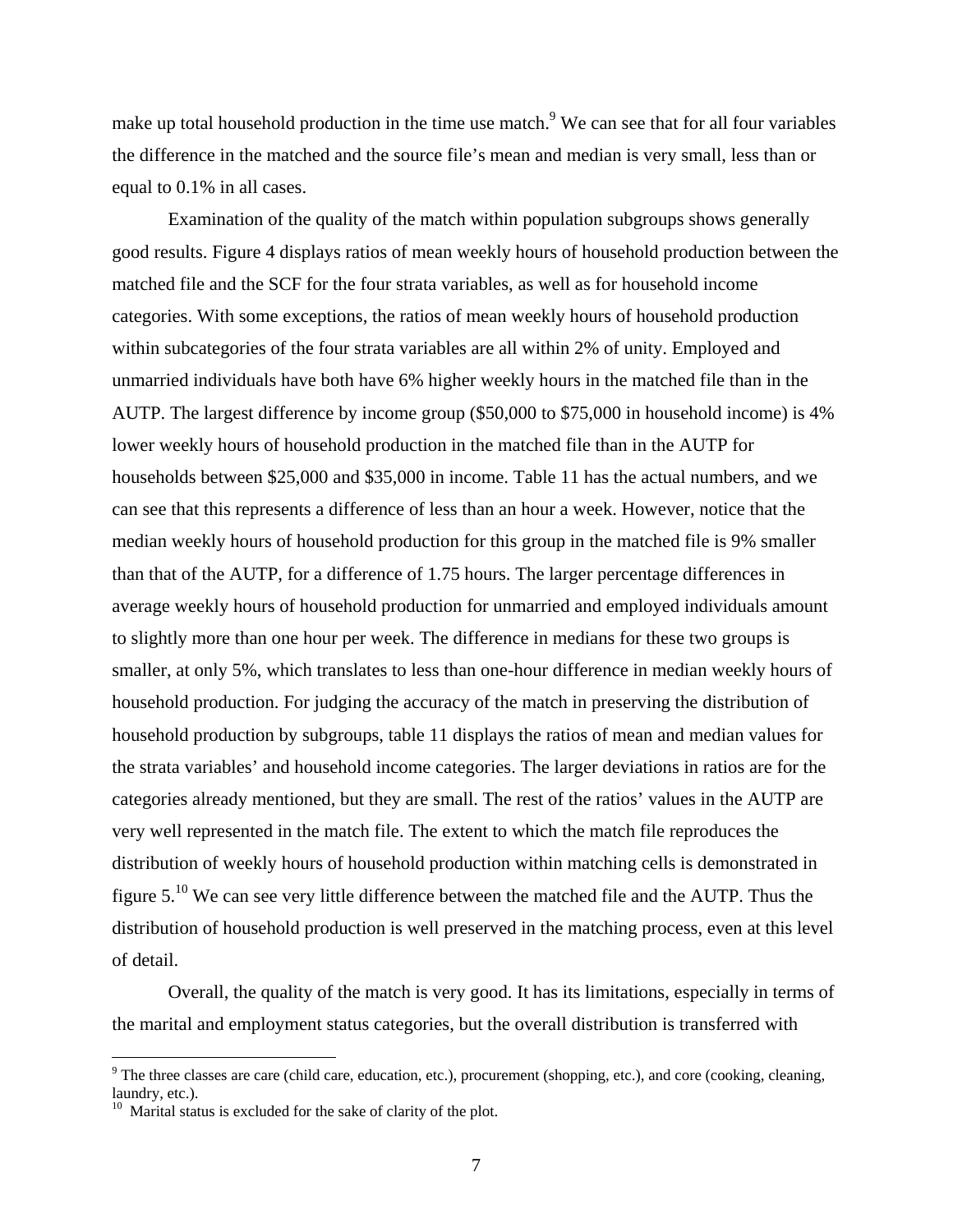make up total household production in the time use match.[9] We can see that for all four variables the difference in the matched and the source file's mean and median is very small, less than or equal to 0.1% in all cases.

Examination of the quality of the match within population subgroups shows generally good results. Figure 4 displays ratios of mean weekly hours of household production between the matched file and the SCF for the four strata variables, as well as for household income categories. With some exceptions, the ratios of mean weekly hours of household production within subcategories of the four strata variables are all within 2% of unity. Employed and unmarried individuals have both have 6% higher weekly hours in the matched file than in the AUTP. The largest difference by income group ($50,000 to $75,000 in household income) is 4% lower weekly hours of household production in the matched file than in the AUTP for households between $25,000 and $35,000 in income. Table 11 has the actual numbers, and we can see that this represents a difference of less than an hour a week. However, notice that the median weekly hours of household production for this group in the matched file is 9% smaller than that of the AUTP, for a difference of 1.75 hours. The larger percentage differences in average weekly hours of household production for unmarried and employed individuals amount to slightly more than one hour per week. The difference in medians for these two groups is smaller, at only 5%, which translates to less than one-hour difference in median weekly hours of household production. For judging the accuracy of the match in preserving the distribution of household production by subgroups, table 11 displays the ratios of mean and median values for the strata variables' and household income categories. The larger deviations in ratios are for the categories already mentioned, but they are small. The rest of the ratios' values in the AUTP are very well represented in the match file. The extent to which the match file reproduces the distribution of weekly hours of household production within matching cells is demonstrated in figure 5.[10] We can see very little difference between the matched file and the AUTP. Thus the distribution of household production is well preserved in the matching process, even at this level of detail.

Overall, the quality of the match is very good. It has its limitations, especially in terms of the marital and employment status categories, but the overall distribution is transferred with

[9] The three classes are care (child care, education, etc.), procurement (shopping, etc.), and core (cooking, cleaning, laundry, etc.).

[10] Marital status is excluded for the sake of clarity of the plot.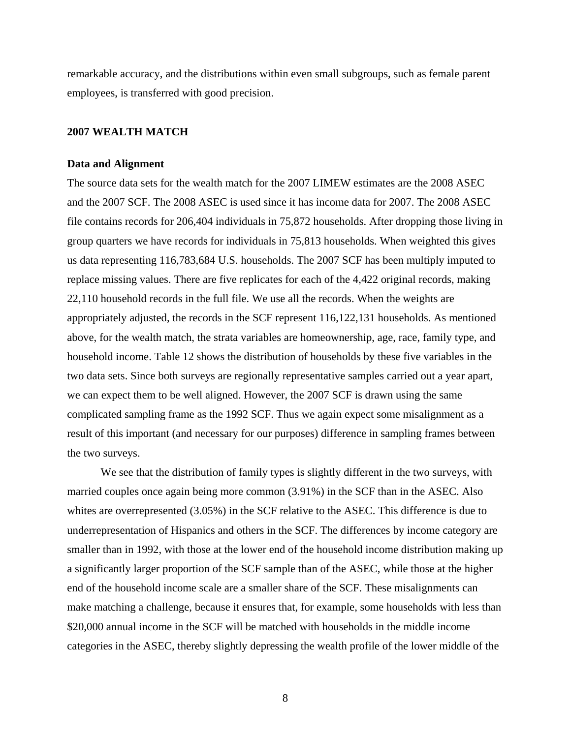remarkable accuracy, and the distributions within even small subgroups, such as female parent employees, is transferred with good precision.

## 2007 WEALTH MATCH

### Data and Alignment

The source data sets for the wealth match for the 2007 LIMEW estimates are the 2008 ASEC and the 2007 SCF. The 2008 ASEC is used since it has income data for 2007. The 2008 ASEC file contains records for 206,404 individuals in 75,872 households. After dropping those living in group quarters we have records for individuals in 75,813 households. When weighted this gives us data representing 116,783,684 U.S. households. The 2007 SCF has been multiply imputed to replace missing values. There are five replicates for each of the 4,422 original records, making 22,110 household records in the full file. We use all the records. When the weights are appropriately adjusted, the records in the SCF represent 116,122,131 households. As mentioned above, for the wealth match, the strata variables are homeownership, age, race, family type, and household income. Table 12 shows the distribution of households by these five variables in the two data sets. Since both surveys are regionally representative samples carried out a year apart, we can expect them to be well aligned. However, the 2007 SCF is drawn using the same complicated sampling frame as the 1992 SCF. Thus we again expect some misalignment as a result of this important (and necessary for our purposes) difference in sampling frames between the two surveys.

We see that the distribution of family types is slightly different in the two surveys, with married couples once again being more common (3.91%) in the SCF than in the ASEC. Also whites are overrepresented (3.05%) in the SCF relative to the ASEC. This difference is due to underrepresentation of Hispanics and others in the SCF. The differences by income category are smaller than in 1992, with those at the lower end of the household income distribution making up a significantly larger proportion of the SCF sample than of the ASEC, while those at the higher end of the household income scale are a smaller share of the SCF. These misalignments can make matching a challenge, because it ensures that, for example, some households with less than $20,000 annual income in the SCF will be matched with households in the middle income categories in the ASEC, thereby slightly depressing the wealth profile of the lower middle of the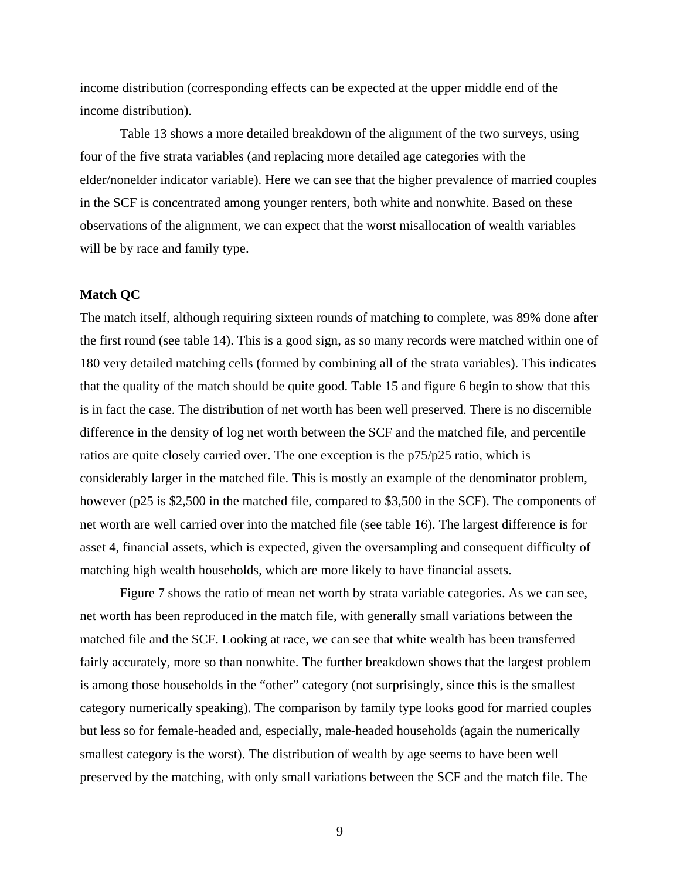income distribution (corresponding effects can be expected at the upper middle end of the income distribution).

Table 13 shows a more detailed breakdown of the alignment of the two surveys, using four of the five strata variables (and replacing more detailed age categories with the elder/nonelder indicator variable). Here we can see that the higher prevalence of married couples in the SCF is concentrated among younger renters, both white and nonwhite. Based on these observations of the alignment, we can expect that the worst misallocation of wealth variables will be by race and family type.

**Match QC**

The match itself, although requiring sixteen rounds of matching to complete, was 89% done after the first round (see table 14). This is a good sign, as so many records were matched within one of 180 very detailed matching cells (formed by combining all of the strata variables). This indicates that the quality of the match should be quite good. Table 15 and figure 6 begin to show that this is in fact the case. The distribution of net worth has been well preserved. There is no discernible difference in the density of log net worth between the SCF and the matched file, and percentile ratios are quite closely carried over. The one exception is the p75/p25 ratio, which is considerably larger in the matched file. This is mostly an example of the denominator problem, however (p25 is $2,500 in the matched file, compared to $3,500 in the SCF). The components of net worth are well carried over into the matched file (see table 16). The largest difference is for asset 4, financial assets, which is expected, given the oversampling and consequent difficulty of matching high wealth households, which are more likely to have financial assets.

Figure 7 shows the ratio of mean net worth by strata variable categories. As we can see, net worth has been reproduced in the match file, with generally small variations between the matched file and the SCF. Looking at race, we can see that white wealth has been transferred fairly accurately, more so than nonwhite. The further breakdown shows that the largest problem is among those households in the "other" category (not surprisingly, since this is the smallest category numerically speaking). The comparison by family type looks good for married couples but less so for female-headed and, especially, male-headed households (again the numerically smallest category is the worst). The distribution of wealth by age seems to have been well preserved by the matching, with only small variations between the SCF and the match file. The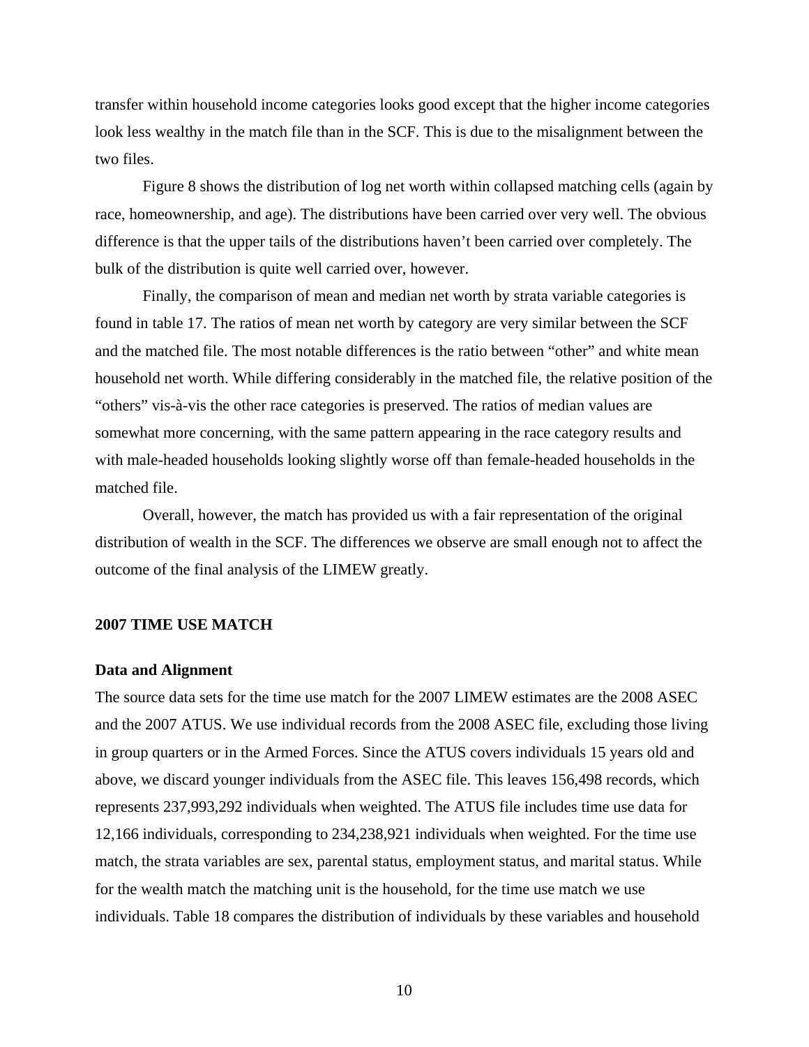transfer within household income categories looks good except that the higher income categories look less wealthy in the match file than in the SCF. This is due to the misalignment between the two files.

Figure 8 shows the distribution of log net worth within collapsed matching cells (again by race, homeownership, and age). The distributions have been carried over very well. The obvious difference is that the upper tails of the distributions haven't been carried over completely. The bulk of the distribution is quite well carried over, however.

Finally, the comparison of mean and median net worth by strata variable categories is found in table 17. The ratios of mean net worth by category are very similar between the SCF and the matched file. The most notable differences is the ratio between "other" and white mean household net worth. While differing considerably in the matched file, the relative position of the "others" vis-à-vis the other race categories is preserved. The ratios of median values are somewhat more concerning, with the same pattern appearing in the race category results and with male-headed households looking slightly worse off than female-headed households in the matched file.

Overall, however, the match has provided us with a fair representation of the original distribution of wealth in the SCF. The differences we observe are small enough not to affect the outcome of the final analysis of the LIMEW greatly.

## 2007 TIME USE MATCH

### Data and Alignment

The source data sets for the time use match for the 2007 LIMEW estimates are the 2008 ASEC and the 2007 ATUS. We use individual records from the 2008 ASEC file, excluding those living in group quarters or in the Armed Forces. Since the ATUS covers individuals 15 years old and above, we discard younger individuals from the ASEC file. This leaves 156,498 records, which represents 237,993,292 individuals when weighted. The ATUS file includes time use data for 12,166 individuals, corresponding to 234,238,921 individuals when weighted. For the time use match, the strata variables are sex, parental status, employment status, and marital status. While for the wealth match the matching unit is the household, for the time use match we use individuals. Table 18 compares the distribution of individuals by these variables and household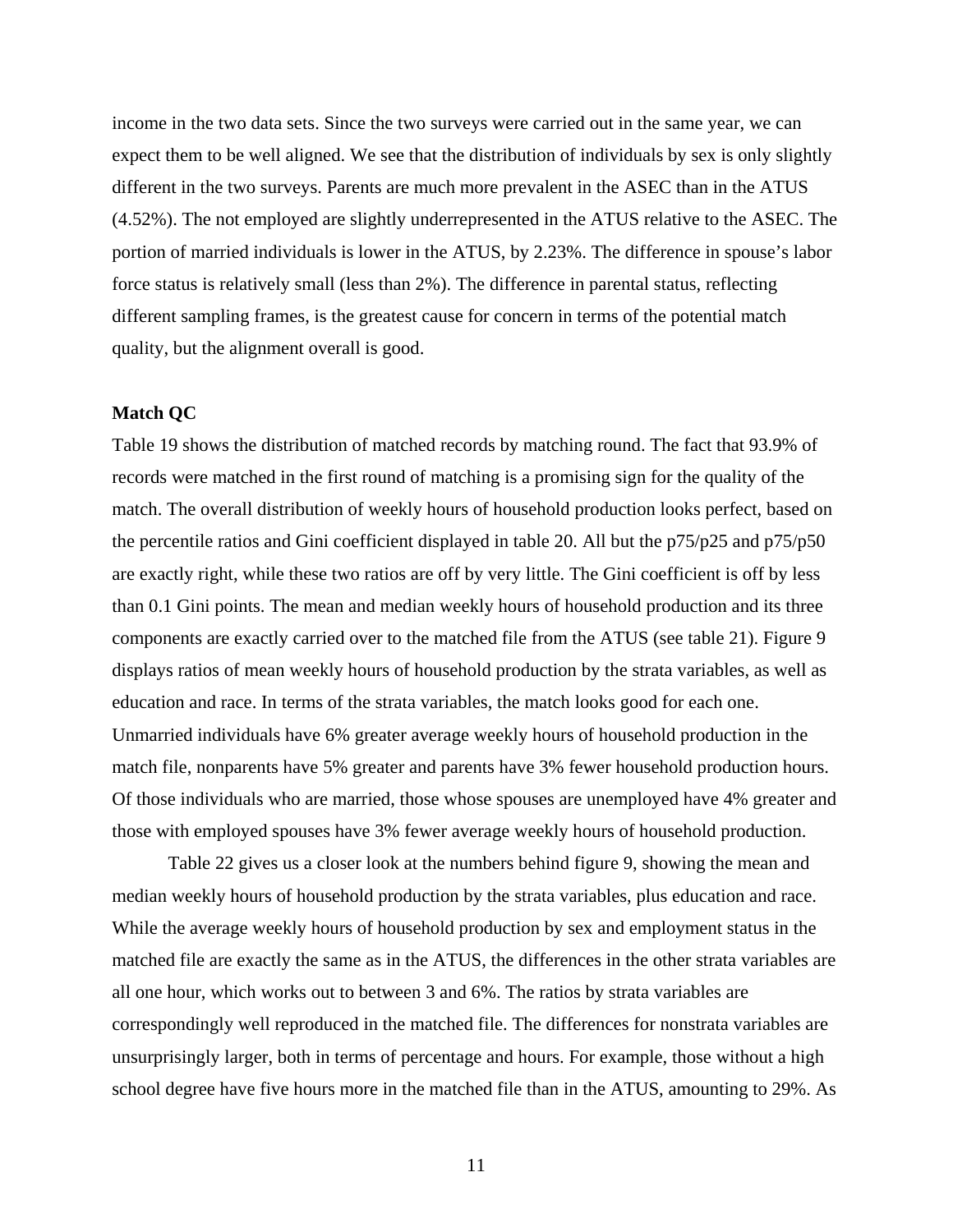income in the two data sets. Since the two surveys were carried out in the same year, we can expect them to be well aligned. We see that the distribution of individuals by sex is only slightly different in the two surveys. Parents are much more prevalent in the ASEC than in the ATUS (4.52%). The not employed are slightly underrepresented in the ATUS relative to the ASEC. The portion of married individuals is lower in the ATUS, by 2.23%. The difference in spouse's labor force status is relatively small (less than 2%). The difference in parental status, reflecting different sampling frames, is the greatest cause for concern in terms of the potential match quality, but the alignment overall is good.

**Match QC**

Table 19 shows the distribution of matched records by matching round. The fact that 93.9% of records were matched in the first round of matching is a promising sign for the quality of the match. The overall distribution of weekly hours of household production looks perfect, based on the percentile ratios and Gini coefficient displayed in table 20. All but the p75/p25 and p75/p50 are exactly right, while these two ratios are off by very little. The Gini coefficient is off by less than 0.1 Gini points. The mean and median weekly hours of household production and its three components are exactly carried over to the matched file from the ATUS (see table 21). Figure 9 displays ratios of mean weekly hours of household production by the strata variables, as well as education and race. In terms of the strata variables, the match looks good for each one. Unmarried individuals have 6% greater average weekly hours of household production in the match file, nonparents have 5% greater and parents have 3% fewer household production hours. Of those individuals who are married, those whose spouses are unemployed have 4% greater and those with employed spouses have 3% fewer average weekly hours of household production.

Table 22 gives us a closer look at the numbers behind figure 9, showing the mean and median weekly hours of household production by the strata variables, plus education and race. While the average weekly hours of household production by sex and employment status in the matched file are exactly the same as in the ATUS, the differences in the other strata variables are all one hour, which works out to between 3 and 6%. The ratios by strata variables are correspondingly well reproduced in the matched file. The differences for nonstrata variables are unsurprisingly larger, both in terms of percentage and hours. For example, those without a high school degree have five hours more in the matched file than in the ATUS, amounting to 29%. As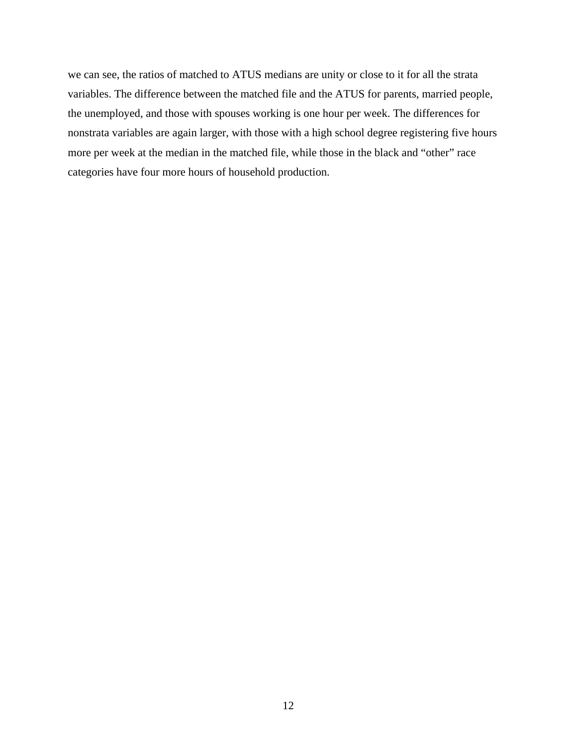we can see, the ratios of matched to ATUS medians are unity or close to it for all the strata variables. The difference between the matched file and the ATUS for parents, married people, the unemployed, and those with spouses working is one hour per week. The differences for nonstrata variables are again larger, with those with a high school degree registering five hours more per week at the median in the matched file, while those in the black and “other” race categories have four more hours of household production.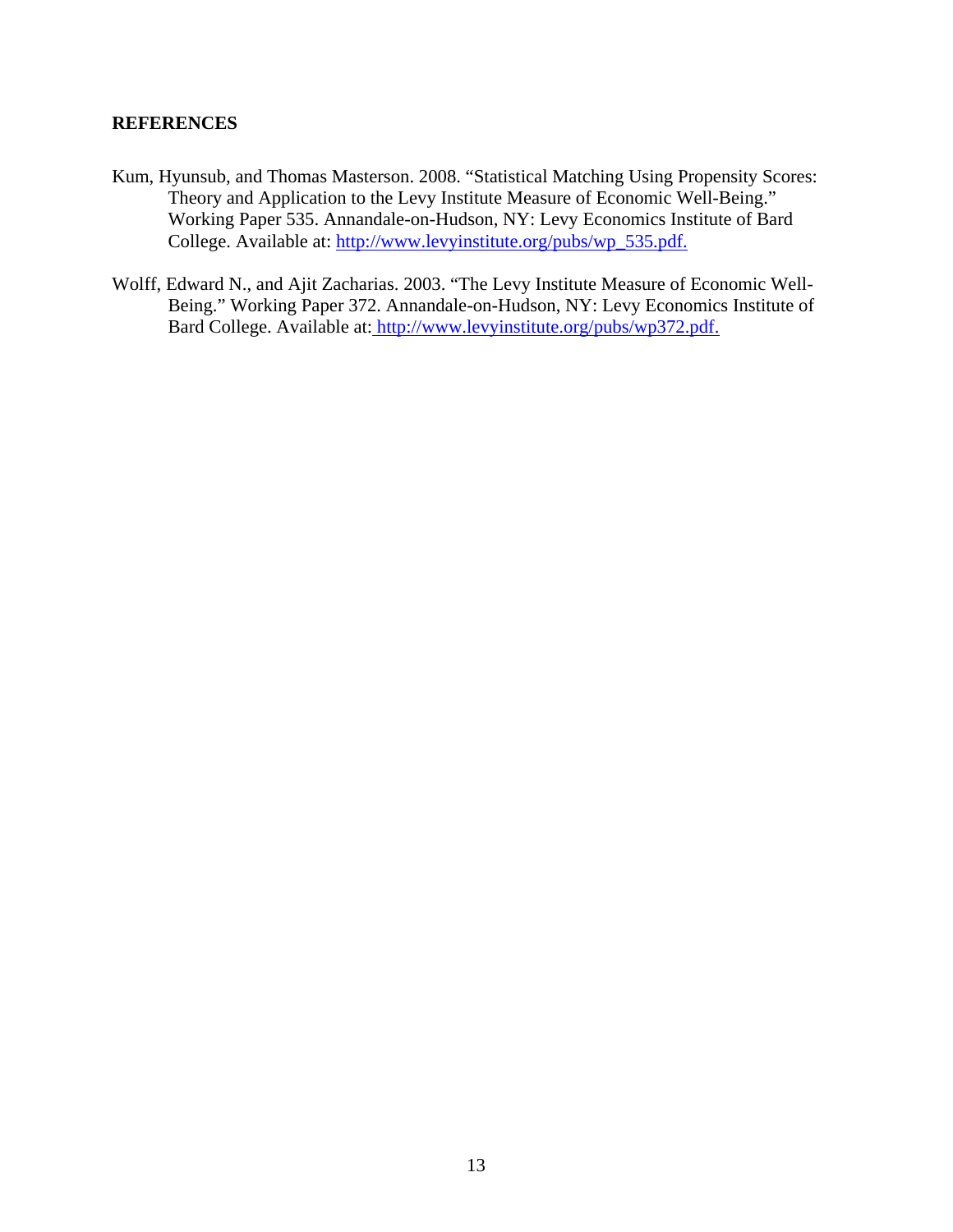## REFERENCES

Kum, Hyunsub, and Thomas Masterson. 2008. "Statistical Matching Using Propensity Scores: Theory and Application to the Levy Institute Measure of Economic Well-Being." Working Paper 535. Annandale-on-Hudson, NY: Levy Economics Institute of Bard College. Available at: http://www.levyinstitute.org/pubs/wp_535.pdf.

Wolff, Edward N., and Ajit Zacharias. 2003. "The Levy Institute Measure of Economic Well-Being." Working Paper 372. Annandale-on-Hudson, NY: Levy Economics Institute of Bard College. Available at: http://www.levyinstitute.org/pubs/wp372.pdf.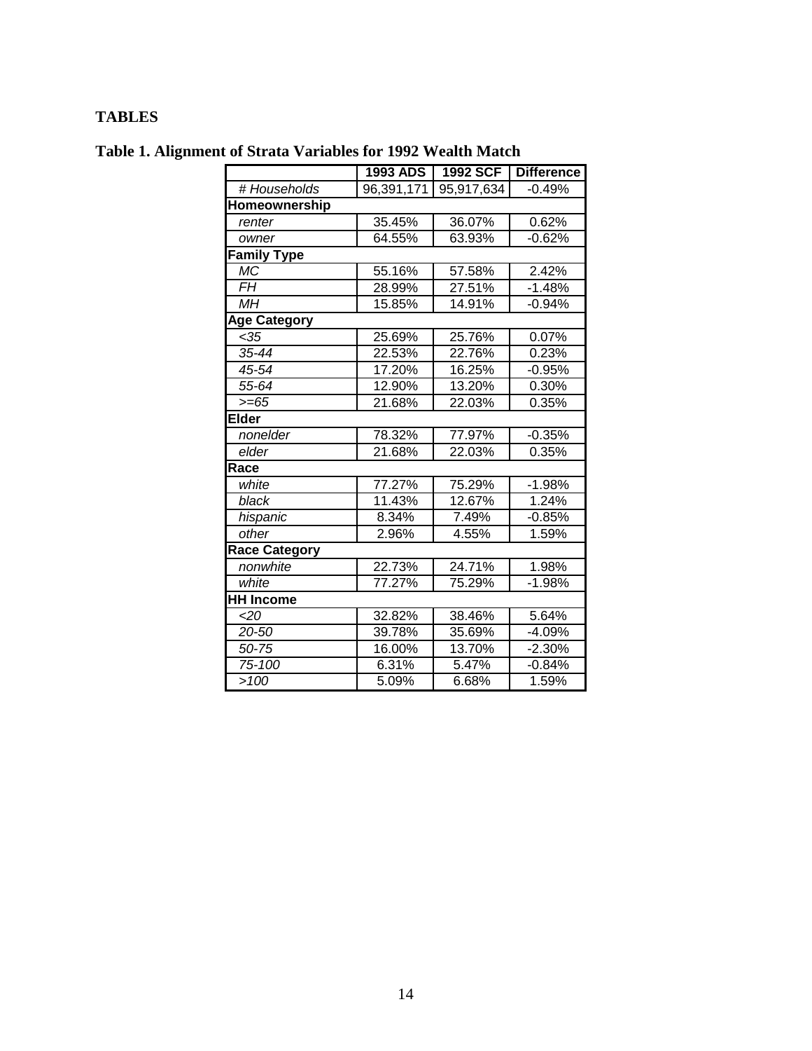# TABLES

## Table 1. Alignment of Strata Variables for 1992 Wealth Match

| | 1993 ADS | 1992 SCF | Difference |
|---|---|---|---|
| *# Households* | 96,391,171 | 95,917,634 | -0.49% |
| **Homeownership** | | | |
| *renter* | 35.45% | 36.07% | 0.62% |
| *owner* | 64.55% | 63.93% | -0.62% |
| **Family Type** | | | |
| *MC* | 55.16% | 57.58% | 2.42% |
| *FH* | 28.99% | 27.51% | -1.48% |
| *MH* | 15.85% | 14.91% | -0.94% |
| **Age Category** | | | |
| *<35* | 25.69% | 25.76% | 0.07% |
| *35-44* | 22.53% | 22.76% | 0.23% |
| *45-54* | 17.20% | 16.25% | -0.95% |
| *55-64* | 12.90% | 13.20% | 0.30% |
| *>=65* | 21.68% | 22.03% | 0.35% |
| **Elder** | | | |
| *nonelder* | 78.32% | 77.97% | -0.35% |
| *elder* | 21.68% | 22.03% | 0.35% |
| **Race** | | | |
| *white* | 77.27% | 75.29% | -1.98% |
| *black* | 11.43% | 12.67% | 1.24% |
| *hispanic* | 8.34% | 7.49% | -0.85% |
| *other* | 2.96% | 4.55% | 1.59% |
| **Race Category** | | | |
| *nonwhite* | 22.73% | 24.71% | 1.98% |
| *white* | 77.27% | 75.29% | -1.98% |
| **HH Income** | | | |
| *<20* | 32.82% | 38.46% | 5.64% |
| *20-50* | 39.78% | 35.69% | -4.09% |
| *50-75* | 16.00% | 13.70% | -2.30% |
| *75-100* | 6.31% | 5.47% | -0.84% |
| *>100* | 5.09% | 6.68% | 1.59% |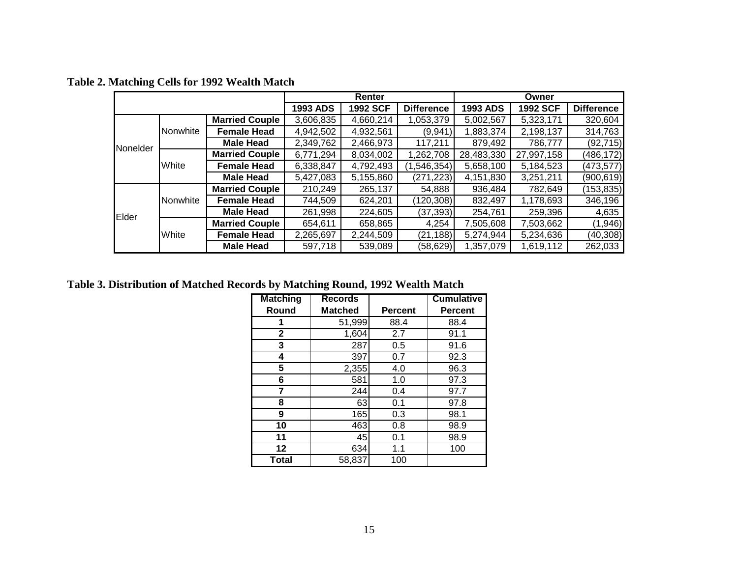**Table 2. Matching Cells for 1992 Wealth Match**

| | | | Renter | | | Owner | | |
|---|---|---|---|---|---|---|---|---|
| | | | **1993 ADS** | **1992 SCF** | **Difference** | **1993 ADS** | **1992 SCF** | **Difference** |
| Nonelder | Nonwhite | **Married Couple** | 3,606,835 | 4,660,214 | 1,053,379 | 5,002,567 | 5,323,171 | 320,604 |
| | | **Female Head** | 4,942,502 | 4,932,561 | (9,941) | 1,883,374 | 2,198,137 | 314,763 |
| | | **Male Head** | 2,349,762 | 2,466,973 | 117,211 | 879,492 | 786,777 | (92,715) |
| | White | **Married Couple** | 6,771,294 | 8,034,002 | 1,262,708 | 28,483,330 | 27,997,158 | (486,172) |
| | | **Female Head** | 6,338,847 | 4,792,493 | (1,546,354) | 5,658,100 | 5,184,523 | (473,577) |
| | | **Male Head** | 5,427,083 | 5,155,860 | (271,223) | 4,151,830 | 3,251,211 | (900,619) |
| Elder | Nonwhite | **Married Couple** | 210,249 | 265,137 | 54,888 | 936,484 | 782,649 | (153,835) |
| | | **Female Head** | 744,509 | 624,201 | (120,308) | 832,497 | 1,178,693 | 346,196 |
| | | **Male Head** | 261,998 | 224,605 | (37,393) | 254,761 | 259,396 | 4,635 |
| | White | **Married Couple** | 654,611 | 658,865 | 4,254 | 7,505,608 | 7,503,662 | (1,946) |
| | | **Female Head** | 2,265,697 | 2,244,509 | (21,188) | 5,274,944 | 5,234,636 | (40,308) |
| | | **Male Head** | 597,718 | 539,089 | (58,629) | 1,357,079 | 1,619,112 | 262,033 |

**Table 3. Distribution of Matched Records by Matching Round, 1992 Wealth Match**

| Matching Round | Records Matched | Percent | Cumulative Percent |
|---|---|---|---|
| **1** | 51,999 | 88.4 | 88.4 |
| **2** | 1,604 | 2.7 | 91.1 |
| **3** | 287 | 0.5 | 91.6 |
| **4** | 397 | 0.7 | 92.3 |
| **5** | 2,355 | 4.0 | 96.3 |
| **6** | 581 | 1.0 | 97.3 |
| **7** | 244 | 0.4 | 97.7 |
| **8** | 63 | 0.1 | 97.8 |
| **9** | 165 | 0.3 | 98.1 |
| **10** | 463 | 0.8 | 98.9 |
| **11** | 45 | 0.1 | 98.9 |
| **12** | 634 | 1.1 | 100 |
| **Total** | 58,837 | 100 | |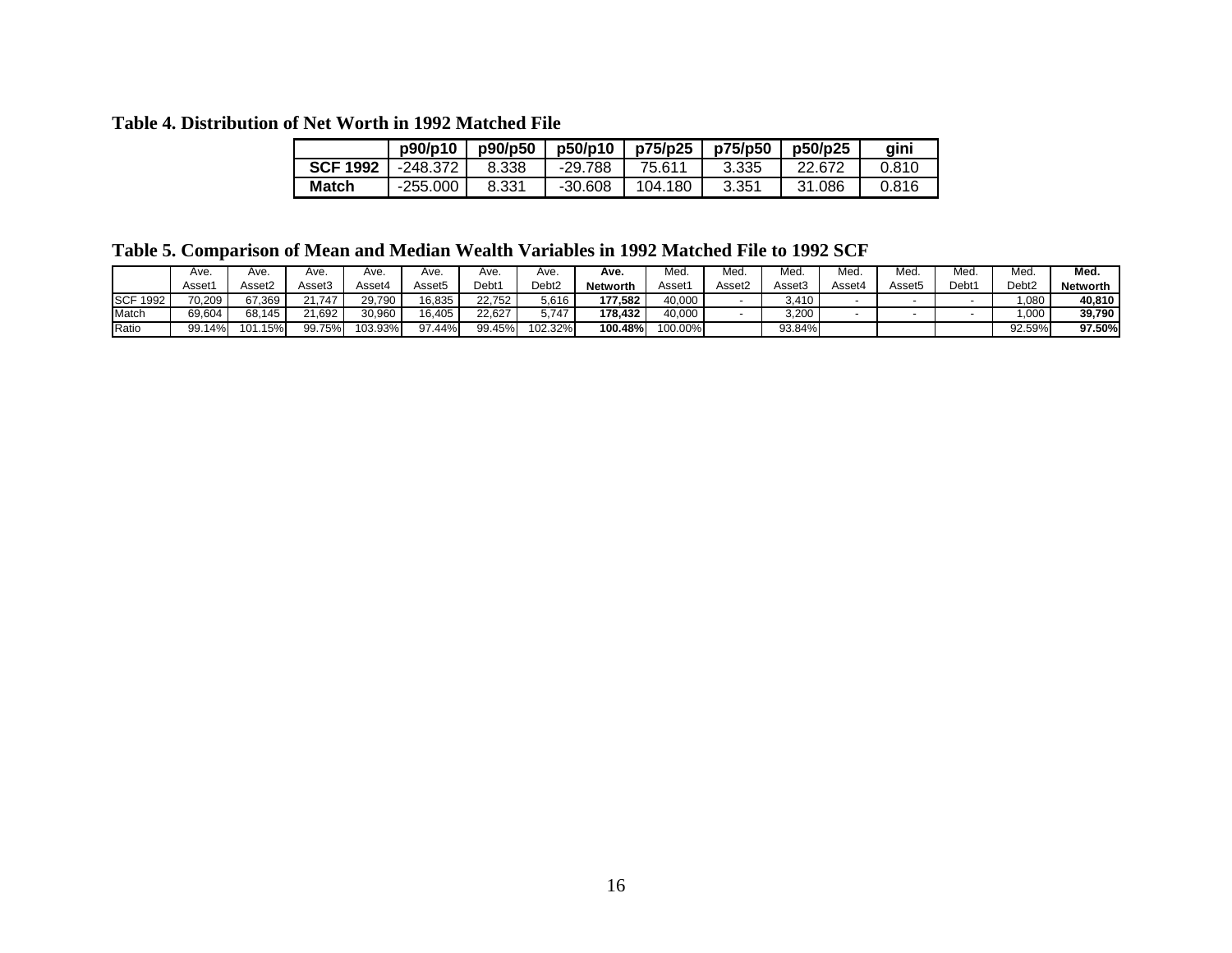**Table 4. Distribution of Net Worth in 1992 Matched File**

| | p90/p10 | p90/p50 | p50/p10 | p75/p25 | p75/p50 | p50/p25 | gini |
|---|---|---|---|---|---|---|---|
| **SCF 1992** | -248.372 | 8.338 | -29.788 | 75.611 | 3.335 | 22.672 | 0.810 |
| **Match** | -255.000 | 8.331 | -30.608 | 104.180 | 3.351 | 31.086 | 0.816 |

**Table 5. Comparison of Mean and Median Wealth Variables in 1992 Matched File to 1992 SCF**

| | Ave. Asset1 | Ave. Asset2 | Ave. Asset3 | Ave. Asset4 | Ave. Asset5 | Ave. Debt1 | Ave. Debt2 | **Ave. Networth** | Med. Asset1 | Med. Asset2 | Med. Asset3 | Med. Asset4 | Med. Asset5 | Med. Debt1 | Med. Debt2 | **Med. Networth** |
|---|---|---|---|---|---|---|---|---|---|---|---|---|---|---|---|---|
| SCF 1992 | 70,209 | 67,369 | 21,747 | 29,790 | 16,835 | 22,752 | 5,616 | **177,582** | 40,000 | - | 3,410 | - | - | - | 1,080 | **40,810** |
| Match | 69,604 | 68,145 | 21,692 | 30,960 | 16,405 | 22,627 | 5,747 | **178,432** | 40,000 | - | 3,200 | - | - | - | 1,000 | **39,790** |
| Ratio | 99.14% | 101.15% | 99.75% | 103.93% | 97.44% | 99.45% | 102.32% | **100.48%** | 100.00% | | 93.84% | | | | 92.59% | **97.50%** |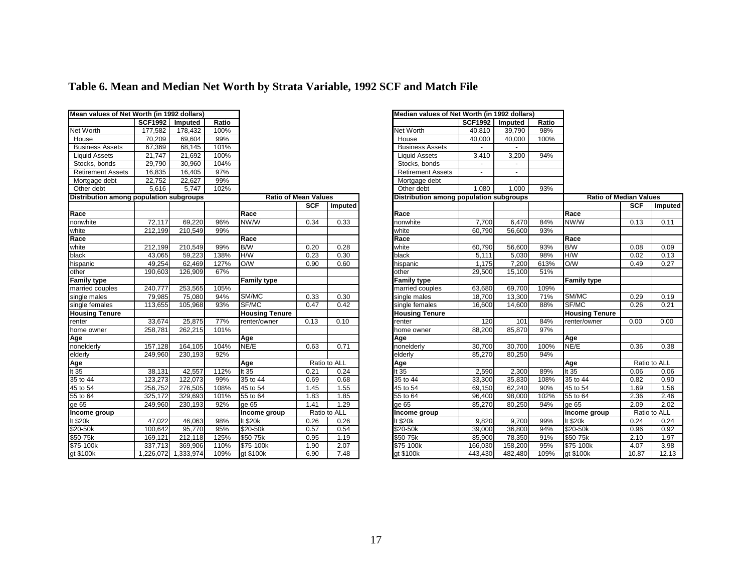# Table 6. Mean and Median Net Worth by Strata Variable, 1992 SCF and Match File

| Mean values of Net Worth (in 1992 dollars) | | | | | | |
|---|---|---|---|---|---|---|
| | **SCF1992** | **Imputed** | **Ratio** | | | |
| Net Worth | 177,582 | 178,432 | 100% | | | |
| House | 70,209 | 69,604 | 99% | | | |
| Business Assets | 67,369 | 68,145 | 101% | | | |
| Liquid Assets | 21,747 | 21,692 | 100% | | | |
| Stocks, bonds | 29,790 | 30,960 | 104% | | | |
| Retirement Assets | 16,835 | 16,405 | 97% | | | |
| Mortgage debt | 22,752 | 22,627 | 99% | | | |
| Other debt | 5,616 | 5,747 | 102% | | | |
| **Distribution among population subgroups** | | | | **Ratio of Mean Values** | | |
| | | | | | **SCF** | **Imputed** |
| **Race** | | | | **Race** | | |
| nonwhite | 72,117 | 69,220 | 96% | NW/W | 0.34 | 0.33 |
| white | 212,199 | 210,549 | 99% | | | |
| **Race** | | | | **Race** | | |
| white | 212,199 | 210,549 | 99% | B/W | 0.20 | 0.28 |
| black | 43,065 | 59,223 | 138% | H/W | 0.23 | 0.30 |
| hispanic | 49,254 | 62,469 | 127% | O/W | 0.90 | 0.60 |
| other | 190,603 | 126,909 | 67% | | | |
| **Family type** | | | | **Family type** | | |
| married couples | 240,777 | 253,565 | 105% | | | |
| single males | 79,985 | 75,080 | 94% | SM/MC | 0.33 | 0.30 |
| single females | 113,655 | 105,968 | 93% | SF/MC | 0.47 | 0.42 |
| **Housing Tenure** | | | | **Housing Tenure** | | |
| renter | 33,674 | 25,875 | 77% | renter/owner | 0.13 | 0.10 |
| home owner | 258,781 | 262,215 | 101% | | | |
| **Age** | | | | **Age** | | |
| nonelderly | 157,128 | 164,105 | 104% | NE/E | 0.63 | 0.71 |
| elderly | 249,960 | 230,193 | 92% | | | |
| **Age** | | | | **Age** | Ratio to ALL | |
| lt 35 | 38,131 | 42,557 | 112% | lt 35 | 0.21 | 0.24 |
| 35 to 44 | 123,273 | 122,073 | 99% | 35 to 44 | 0.69 | 0.68 |
| 45 to 54 | 256,752 | 276,505 | 108% | 45 to 54 | 1.45 | 1.55 |
| 55 to 64 | 325,172 | 329,693 | 101% | 55 to 64 | 1.83 | 1.85 |
| ge 65 | 249,960 | 230,193 | 92% | ge 65 | 1.41 | 1.29 |
| **Income group** | | | | **Income group** | Ratio to ALL | |
| lt $20k | 47,022 | 46,063 | 98% | lt $20k | 0.26 | 0.26 |
| $20-50k | 100,642 | 95,770 | 95% | $20-50k | 0.57 | 0.54 |
| $50-75k | 169,121 | 212,118 | 125% | $50-75k | 0.95 | 1.19 |
| $75-100k | 337,713 | 369,906 | 110% | $75-100k | 1.90 | 2.07 |
| gt $100k | 1,226,072 | 1,333,974 | 109% | gt $100k | 6.90 | 7.48 |

| Median values of Net Worth (in 1992 dollars) | | | | | | |
|---|---|---|---|---|---|---|
| | **SCF1992** | **Imputed** | **Ratio** | | | |
| Net Worth | 40,810 | 39,790 | 98% | | | |
| House | 40,000 | 40,000 | 100% | | | |
| Business Assets | - | - | | | | |
| Liquid Assets | 3,410 | 3,200 | 94% | | | |
| Stocks, bonds | - | - | | | | |
| Retirement Assets | - | - | | | | |
| Mortgage debt | - | - | | | | |
| Other debt | 1,080 | 1,000 | 93% | | | |
| **Distribution among population subgroups** | | | | **Ratio of Median Values** | | |
| | | | | | **SCF** | **Imputed** |
| **Race** | | | | **Race** | | |
| nonwhite | 7,700 | 6,470 | 84% | NW/W | 0.13 | 0.11 |
| white | 60,790 | 56,600 | 93% | | | |
| **Race** | | | | **Race** | | |
| white | 60,790 | 56,600 | 93% | B/W | 0.08 | 0.09 |
| black | 5,111 | 5,030 | 98% | H/W | 0.02 | 0.13 |
| hispanic | 1,175 | 7,200 | 613% | O/W | 0.49 | 0.27 |
| other | 29,500 | 15,100 | 51% | | | |
| **Family type** | | | | **Family type** | | |
| married couples | 63,680 | 69,700 | 109% | | | |
| single males | 18,700 | 13,300 | 71% | SM/MC | 0.29 | 0.19 |
| single females | 16,600 | 14,600 | 88% | SF/MC | 0.26 | 0.21 |
| **Housing Tenure** | | | | **Housing Tenure** | | |
| renter | 120 | 101 | 84% | renter/owner | 0.00 | 0.00 |
| home owner | 88,200 | 85,870 | 97% | | | |
| **Age** | | | | **Age** | | |
| nonelderly | 30,700 | 30,700 | 100% | NE/E | 0.36 | 0.38 |
| elderly | 85,270 | 80,250 | 94% | | | |
| **Age** | | | | **Age** | Ratio to ALL | |
| lt 35 | 2,590 | 2,300 | 89% | lt 35 | 0.06 | 0.06 |
| 35 to 44 | 33,300 | 35,830 | 108% | 35 to 44 | 0.82 | 0.90 |
| 45 to 54 | 69,150 | 62,240 | 90% | 45 to 54 | 1.69 | 1.56 |
| 55 to 64 | 96,400 | 98,000 | 102% | 55 to 64 | 2.36 | 2.46 |
| ge 65 | 85,270 | 80,250 | 94% | ge 65 | 2.09 | 2.02 |
| **Income group** | | | | **Income group** | Ratio to ALL | |
| lt $20k | 9,820 | 9,700 | 99% | lt $20k | 0.24 | 0.24 |
| $20-50k | 39,000 | 36,800 | 94% | $20-50k | 0.96 | 0.92 |
| $50-75k | 85,900 | 78,350 | 91% | $50-75k | 2.10 | 1.97 |
| $75-100k | 166,030 | 158,200 | 95% | $75-100k | 4.07 | 3.98 |
| gt $100k | 443,430 | 482,480 | 109% | gt $100k | 10.87 | 12.13 |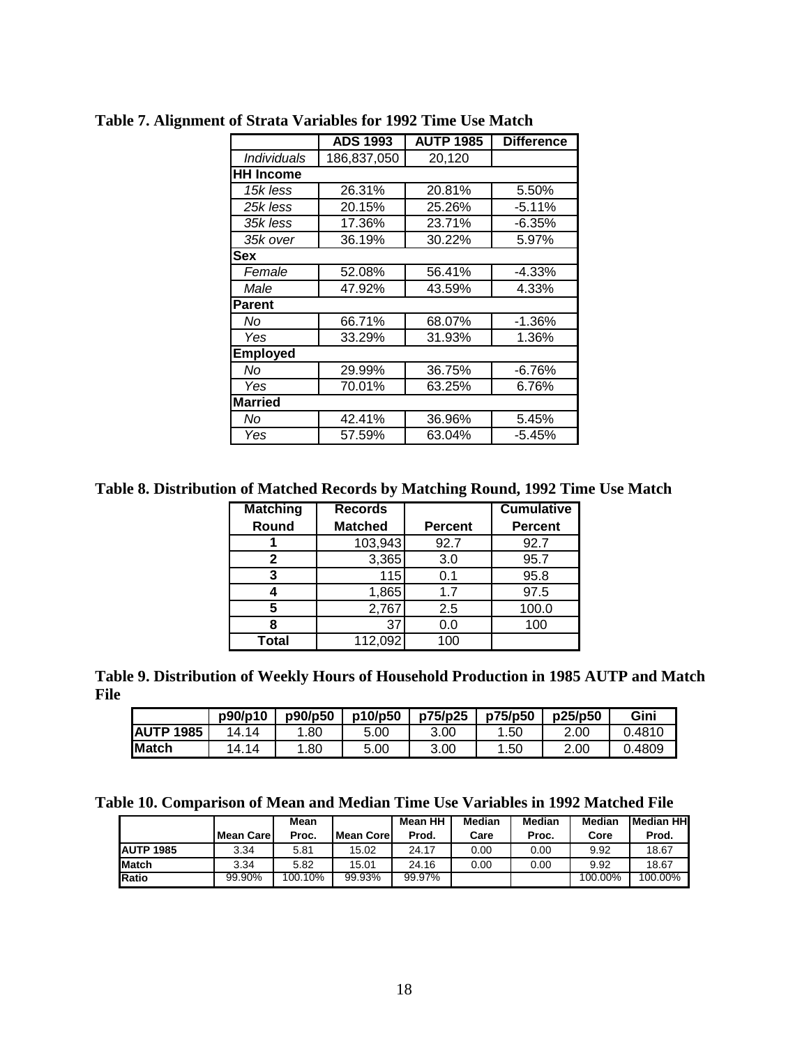**Table 7. Alignment of Strata Variables for 1992 Time Use Match**

| | ADS 1993 | AUTP 1985 | Difference |
|---|---|---|---|
| *Individuals* | 186,837,050 | 20,120 | |
| **HH Income** | | | |
| *15k less* | 26.31% | 20.81% | 5.50% |
| *25k less* | 20.15% | 25.26% | -5.11% |
| *35k less* | 17.36% | 23.71% | -6.35% |
| *35k over* | 36.19% | 30.22% | 5.97% |
| **Sex** | | | |
| *Female* | 52.08% | 56.41% | -4.33% |
| *Male* | 47.92% | 43.59% | 4.33% |
| **Parent** | | | |
| *No* | 66.71% | 68.07% | -1.36% |
| *Yes* | 33.29% | 31.93% | 1.36% |
| **Employed** | | | |
| *No* | 29.99% | 36.75% | -6.76% |
| *Yes* | 70.01% | 63.25% | 6.76% |
| **Married** | | | |
| *No* | 42.41% | 36.96% | 5.45% |
| *Yes* | 57.59% | 63.04% | -5.45% |

**Table 8. Distribution of Matched Records by Matching Round, 1992 Time Use Match**

| Matching Round | Records Matched | Percent | Cumulative Percent |
|---|---|---|---|
| 1 | 103,943 | 92.7 | 92.7 |
| 2 | 3,365 | 3.0 | 95.7 |
| 3 | 115 | 0.1 | 95.8 |
| 4 | 1,865 | 1.7 | 97.5 |
| 5 | 2,767 | 2.5 | 100.0 |
| 8 | 37 | 0.0 | 100 |
| Total | 112,092 | 100 | |

**Table 9. Distribution of Weekly Hours of Household Production in 1985 AUTP and Match File**

| | p90/p10 | p90/p50 | p10/p50 | p75/p25 | p75/p50 | p25/p50 | Gini |
|---|---|---|---|---|---|---|---|
| **AUTP 1985** | 14.14 | 1.80 | 5.00 | 3.00 | 1.50 | 2.00 | 0.4810 |
| **Match** | 14.14 | 1.80 | 5.00 | 3.00 | 1.50 | 2.00 | 0.4809 |

**Table 10. Comparison of Mean and Median Time Use Variables in 1992 Matched File**

| | Mean Care | Mean Proc. | Mean Core | Mean HH Prod. | Median Care | Median Proc. | Median Core | Median HH Prod. |
|---|---|---|---|---|---|---|---|---|
| **AUTP 1985** | 3.34 | 5.81 | 15.02 | 24.17 | 0.00 | 0.00 | 9.92 | 18.67 |
| **Match** | 3.34 | 5.82 | 15.01 | 24.16 | 0.00 | 0.00 | 9.92 | 18.67 |
| **Ratio** | 99.90% | 100.10% | 99.93% | 99.97% | | | 100.00% | 100.00% |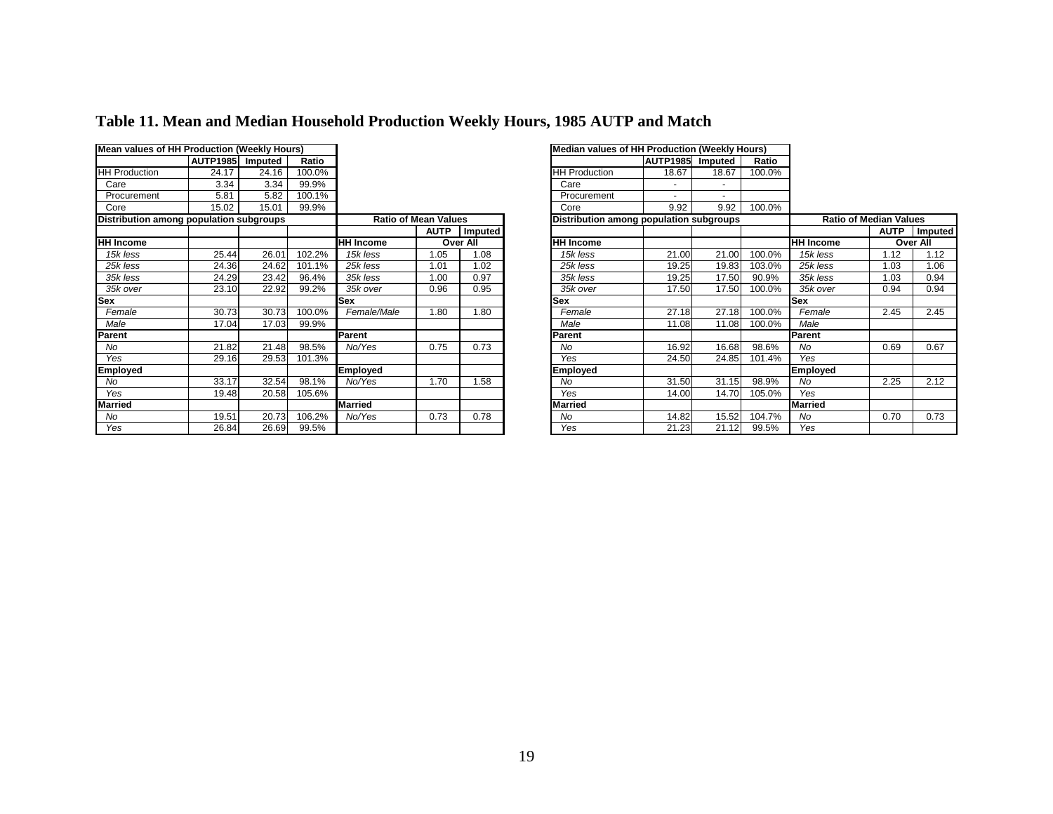# Table 11. Mean and Median Household Production Weekly Hours, 1985 AUTP and Match

| Mean values of HH Production (Weekly Hours) | | | | | | |
|---|---|---|---|---|---|---|
| | AUTP1985 | Imputed | Ratio | | | |
| HH Production | 24.17 | 24.16 | 100.0% | | | |
| Care | 3.34 | 3.34 | 99.9% | | | |
| Procurement | 5.81 | 5.82 | 100.1% | | | |
| Core | 15.02 | 15.01 | 99.9% | | | |
| **Distribution among population subgroups** | | | | **Ratio of Mean Values** | | |
| | | | | | AUTP | Imputed |
| **HH Income** | | | | **HH Income** | Over All | |
| *15k less* | 25.44 | 26.01 | 102.2% | *15k less* | 1.05 | 1.08 |
| *25k less* | 24.36 | 24.62 | 101.1% | *25k less* | 1.01 | 1.02 |
| *35k less* | 24.29 | 23.42 | 96.4% | *35k less* | 1.00 | 0.97 |
| *35k over* | 23.10 | 22.92 | 99.2% | *35k over* | 0.96 | 0.95 |
| **Sex** | | | | **Sex** | | |
| *Female* | 30.73 | 30.73 | 100.0% | *Female/Male* | 1.80 | 1.80 |
| *Male* | 17.04 | 17.03 | 99.9% | | | |
| **Parent** | | | | **Parent** | | |
| *No* | 21.82 | 21.48 | 98.5% | *No/Yes* | 0.75 | 0.73 |
| *Yes* | 29.16 | 29.53 | 101.3% | | | |
| **Employed** | | | | **Employed** | | |
| *No* | 33.17 | 32.54 | 98.1% | *No/Yes* | 1.70 | 1.58 |
| *Yes* | 19.48 | 20.58 | 105.6% | | | |
| **Married** | | | | **Married** | | |
| *No* | 19.51 | 20.73 | 106.2% | *No/Yes* | 0.73 | 0.78 |
| *Yes* | 26.84 | 26.69 | 99.5% | | | |

| Median values of HH Production (Weekly Hours) | | | | | | |
|---|---|---|---|---|---|---|
| | AUTP1985 | Imputed | Ratio | | | |
| HH Production | 18.67 | 18.67 | 100.0% | | | |
| Care | - | - | | | | |
| Procurement | - | - | | | | |
| Core | 9.92 | 9.92 | 100.0% | | | |
| **Distribution among population subgroups** | | | | **Ratio of Median Values** | | |
| | | | | | AUTP | Imputed |
| **HH Income** | | | | **HH Income** | Over All | |
| *15k less* | 21.00 | 21.00 | 100.0% | *15k less* | 1.12 | 1.12 |
| *25k less* | 19.25 | 19.83 | 103.0% | *25k less* | 1.03 | 1.06 |
| *35k less* | 19.25 | 17.50 | 90.9% | *35k less* | 1.03 | 0.94 |
| *35k over* | 17.50 | 17.50 | 100.0% | *35k over* | 0.94 | 0.94 |
| **Sex** | | | | **Sex** | | |
| *Female* | 27.18 | 27.18 | 100.0% | *Female* | 2.45 | 2.45 |
| *Male* | 11.08 | 11.08 | 100.0% | *Male* | | |
| **Parent** | | | | **Parent** | | |
| *No* | 16.92 | 16.68 | 98.6% | *No* | 0.69 | 0.67 |
| *Yes* | 24.50 | 24.85 | 101.4% | *Yes* | | |
| **Employed** | | | | **Employed** | | |
| *No* | 31.50 | 31.15 | 98.9% | *No* | 2.25 | 2.12 |
| *Yes* | 14.00 | 14.70 | 105.0% | *Yes* | | |
| **Married** | | | | **Married** | | |
| *No* | 14.82 | 15.52 | 104.7% | *No* | 0.70 | 0.73 |
| *Yes* | 21.23 | 21.12 | 99.5% | *Yes* | | |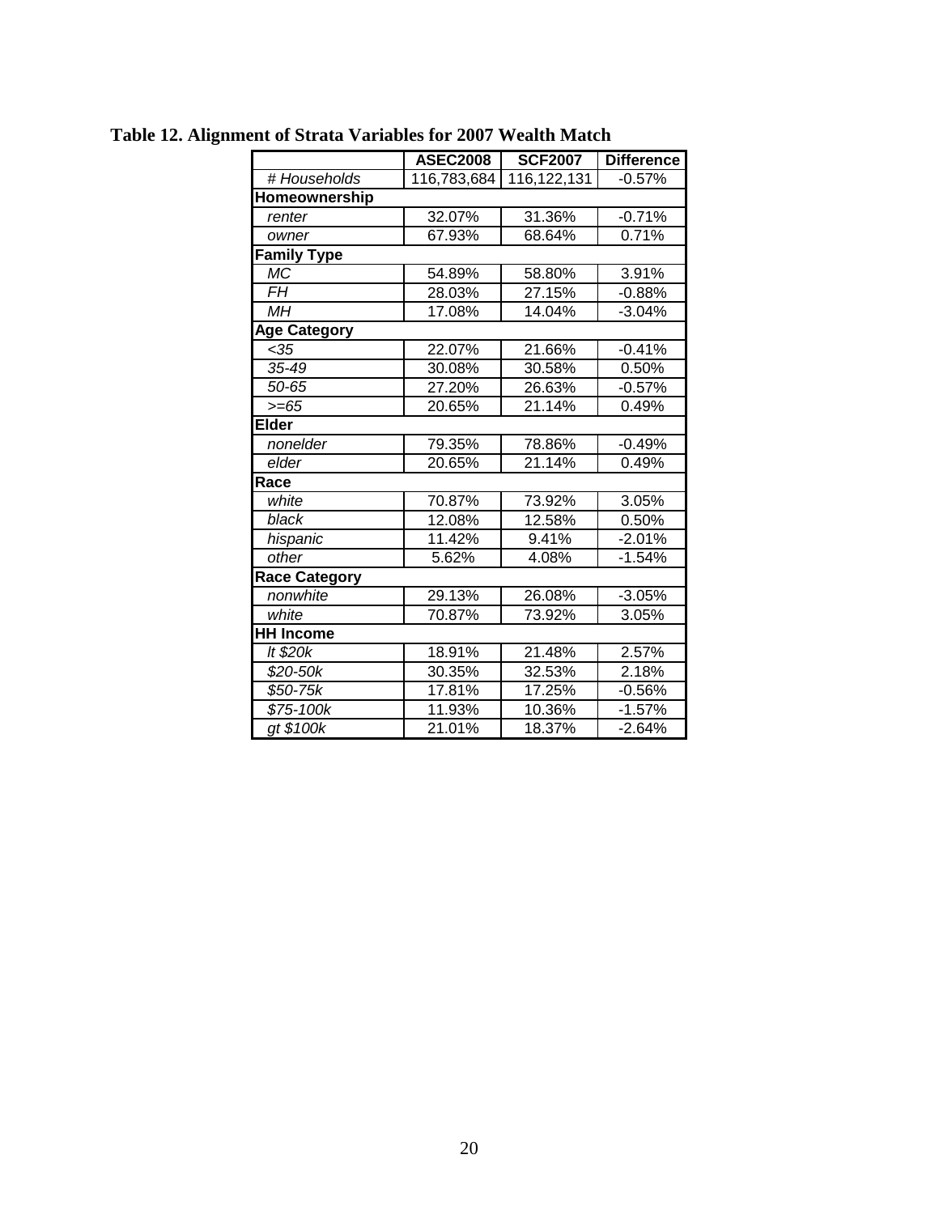**Table 12. Alignment of Strata Variables for 2007 Wealth Match**

| | ASEC2008 | SCF2007 | Difference |
|---|---|---|---|
| *# Households* | 116,783,684 | 116,122,131 | -0.57% |
| **Homeownership** | | | |
| *renter* | 32.07% | 31.36% | -0.71% |
| *owner* | 67.93% | 68.64% | 0.71% |
| **Family Type** | | | |
| *MC* | 54.89% | 58.80% | 3.91% |
| *FH* | 28.03% | 27.15% | -0.88% |
| *MH* | 17.08% | 14.04% | -3.04% |
| **Age Category** | | | |
| *<35* | 22.07% | 21.66% | -0.41% |
| *35-49* | 30.08% | 30.58% | 0.50% |
| *50-65* | 27.20% | 26.63% | -0.57% |
| *>=65* | 20.65% | 21.14% | 0.49% |
| **Elder** | | | |
| *nonelder* | 79.35% | 78.86% | -0.49% |
| *elder* | 20.65% | 21.14% | 0.49% |
| **Race** | | | |
| *white* | 70.87% | 73.92% | 3.05% |
| *black* | 12.08% | 12.58% | 0.50% |
| *hispanic* | 11.42% | 9.41% | -2.01% |
| *other* | 5.62% | 4.08% | -1.54% |
| **Race Category** | | | |
| *nonwhite* | 29.13% | 26.08% | -3.05% |
| *white* | 70.87% | 73.92% | 3.05% |
| **HH Income** | | | |
| *lt $20k* | 18.91% | 21.48% | 2.57% |
| *$20-50k* | 30.35% | 32.53% | 2.18% |
| *$50-75k* | 17.81% | 17.25% | -0.56% |
| *$75-100k* | 11.93% | 10.36% | -1.57% |
| *gt $100k* | 21.01% | 18.37% | -2.64% |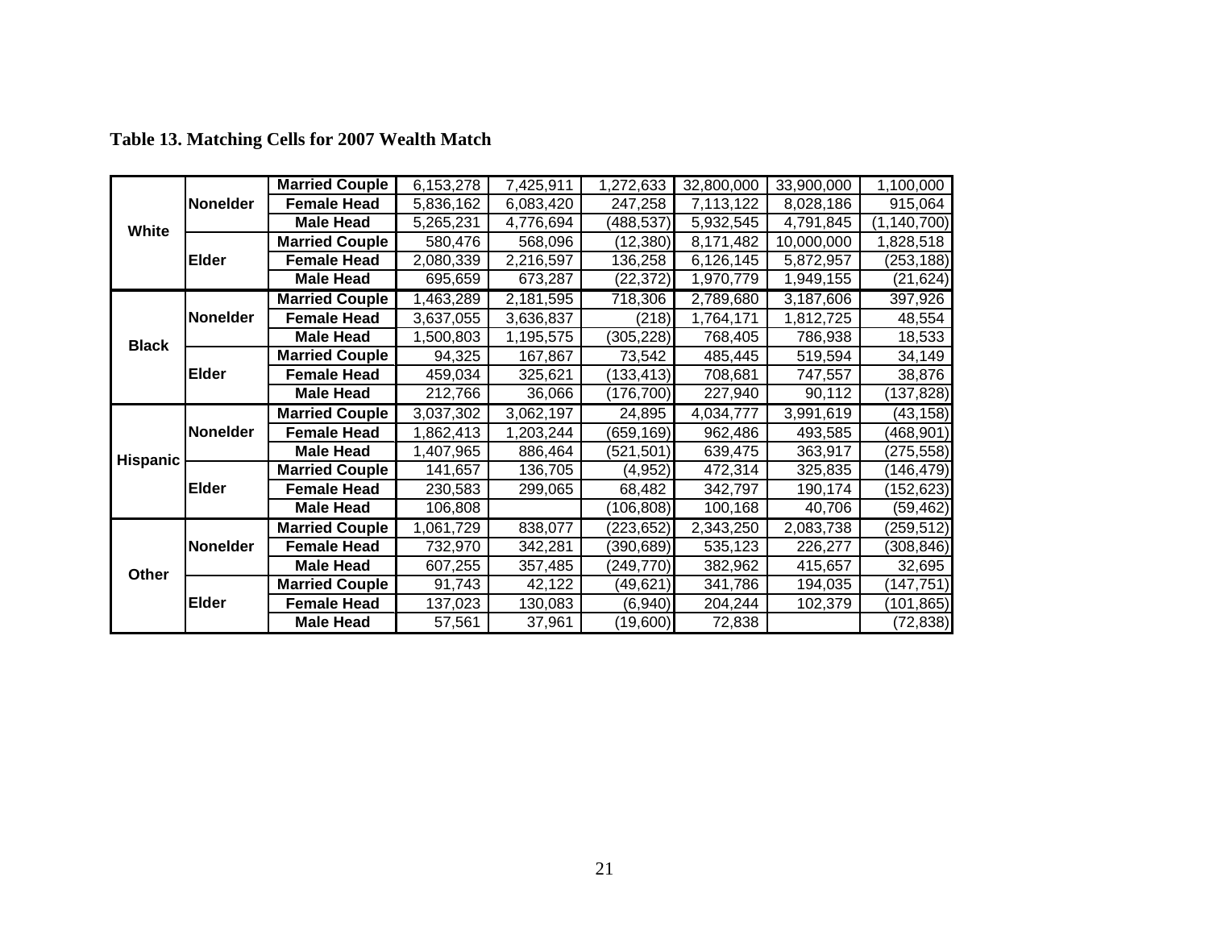**Table 13. Matching Cells for 2007 Wealth Match**

| | | | | | | | | |
|---|---|---|---|---|---|---|---|---|
| White | Nonelder | Married Couple | 6,153,278 | 7,425,911 | 1,272,633 | 32,800,000 | 33,900,000 | 1,100,000 |
| | | Female Head | 5,836,162 | 6,083,420 | 247,258 | 7,113,122 | 8,028,186 | 915,064 |
| | | Male Head | 5,265,231 | 4,776,694 | (488,537) | 5,932,545 | 4,791,845 | (1,140,700) |
| | Elder | Married Couple | 580,476 | 568,096 | (12,380) | 8,171,482 | 10,000,000 | 1,828,518 |
| | | Female Head | 2,080,339 | 2,216,597 | 136,258 | 6,126,145 | 5,872,957 | (253,188) |
| | | Male Head | 695,659 | 673,287 | (22,372) | 1,970,779 | 1,949,155 | (21,624) |
| Black | Nonelder | Married Couple | 1,463,289 | 2,181,595 | 718,306 | 2,789,680 | 3,187,606 | 397,926 |
| | | Female Head | 3,637,055 | 3,636,837 | (218) | 1,764,171 | 1,812,725 | 48,554 |
| | | Male Head | 1,500,803 | 1,195,575 | (305,228) | 768,405 | 786,938 | 18,533 |
| | Elder | Married Couple | 94,325 | 167,867 | 73,542 | 485,445 | 519,594 | 34,149 |
| | | Female Head | 459,034 | 325,621 | (133,413) | 708,681 | 747,557 | 38,876 |
| | | Male Head | 212,766 | 36,066 | (176,700) | 227,940 | 90,112 | (137,828) |
| Hispanic | Nonelder | Married Couple | 3,037,302 | 3,062,197 | 24,895 | 4,034,777 | 3,991,619 | (43,158) |
| | | Female Head | 1,862,413 | 1,203,244 | (659,169) | 962,486 | 493,585 | (468,901) |
| | | Male Head | 1,407,965 | 886,464 | (521,501) | 639,475 | 363,917 | (275,558) |
| | Elder | Married Couple | 141,657 | 136,705 | (4,952) | 472,314 | 325,835 | (146,479) |
| | | Female Head | 230,583 | 299,065 | 68,482 | 342,797 | 190,174 | (152,623) |
| | | Male Head | 106,808 | | (106,808) | 100,168 | 40,706 | (59,462) |
| Other | Nonelder | Married Couple | 1,061,729 | 838,077 | (223,652) | 2,343,250 | 2,083,738 | (259,512) |
| | | Female Head | 732,970 | 342,281 | (390,689) | 535,123 | 226,277 | (308,846) |
| | | Male Head | 607,255 | 357,485 | (249,770) | 382,962 | 415,657 | 32,695 |
| | Elder | Married Couple | 91,743 | 42,122 | (49,621) | 341,786 | 194,035 | (147,751) |
| | | Female Head | 137,023 | 130,083 | (6,940) | 204,244 | 102,379 | (101,865) |
| | | Male Head | 57,561 | 37,961 | (19,600) | 72,838 | | (72,838) |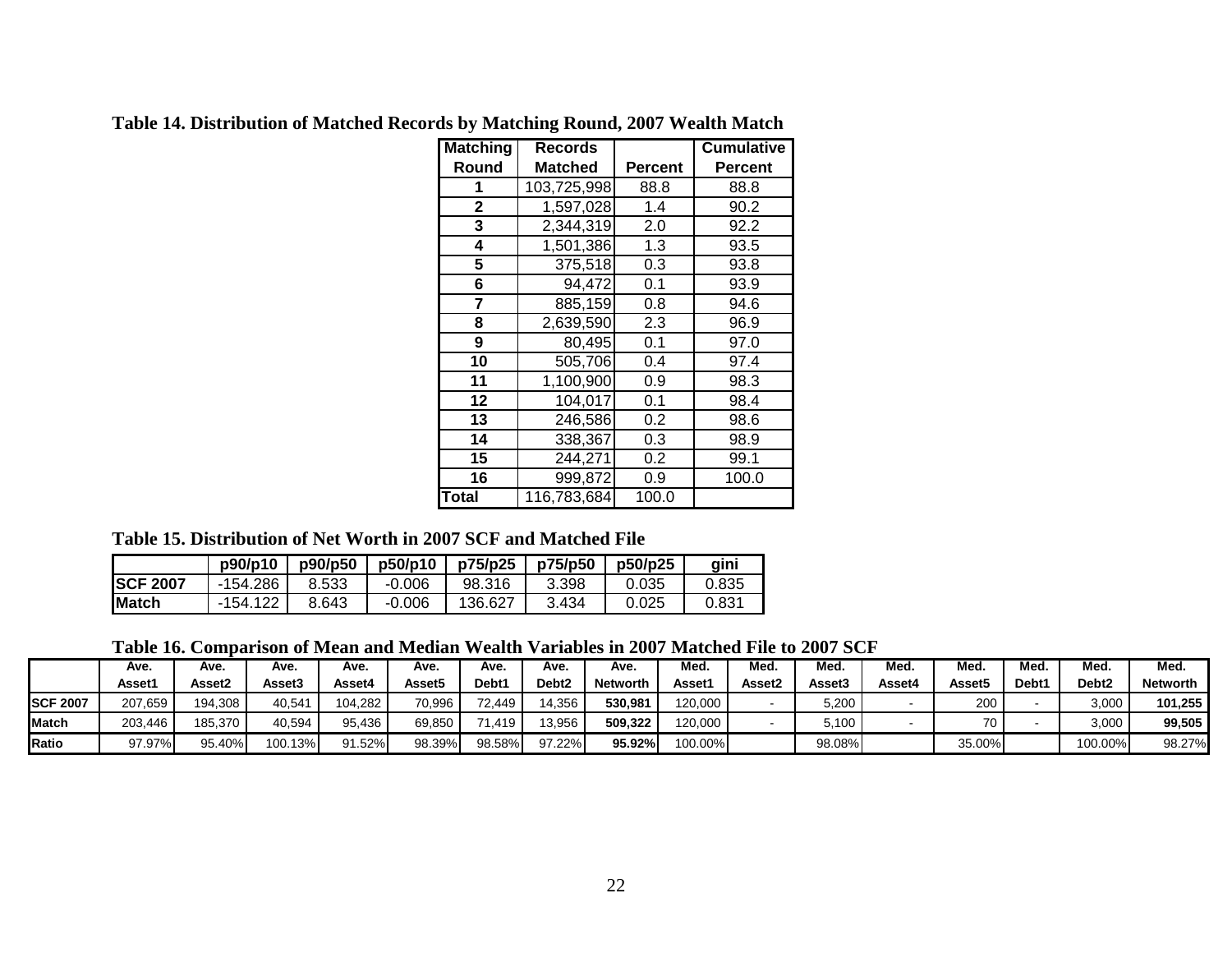**Table 14. Distribution of Matched Records by Matching Round, 2007 Wealth Match**

| Matching Round | Records Matched | Percent | Cumulative Percent |
|---|---|---|---|
| 1 | 103,725,998 | 88.8 | 88.8 |
| 2 | 1,597,028 | 1.4 | 90.2 |
| 3 | 2,344,319 | 2.0 | 92.2 |
| 4 | 1,501,386 | 1.3 | 93.5 |
| 5 | 375,518 | 0.3 | 93.8 |
| 6 | 94,472 | 0.1 | 93.9 |
| 7 | 885,159 | 0.8 | 94.6 |
| 8 | 2,639,590 | 2.3 | 96.9 |
| 9 | 80,495 | 0.1 | 97.0 |
| 10 | 505,706 | 0.4 | 97.4 |
| 11 | 1,100,900 | 0.9 | 98.3 |
| 12 | 104,017 | 0.1 | 98.4 |
| 13 | 246,586 | 0.2 | 98.6 |
| 14 | 338,367 | 0.3 | 98.9 |
| 15 | 244,271 | 0.2 | 99.1 |
| 16 | 999,872 | 0.9 | 100.0 |
| **Total** | 116,783,684 | 100.0 | |

**Table 15. Distribution of Net Worth in 2007 SCF and Matched File**

| | p90/p10 | p90/p50 | p50/p10 | p75/p25 | p75/p50 | p50/p25 | gini |
|---|---|---|---|---|---|---|---|
| **SCF 2007** | -154.286 | 8.533 | -0.006 | 98.316 | 3.398 | 0.035 | 0.835 |
| **Match** | -154.122 | 8.643 | -0.006 | 136.627 | 3.434 | 0.025 | 0.831 |

**Table 16. Comparison of Mean and Median Wealth Variables in 2007 Matched File to 2007 SCF**

| | Ave. Asset1 | Ave. Asset2 | Ave. Asset3 | Ave. Asset4 | Ave. Asset5 | Ave. Debt1 | Ave. Debt2 | Ave. Networth | Med. Asset1 | Med. Asset2 | Med. Asset3 | Med. Asset4 | Med. Asset5 | Med. Debt1 | Med. Debt2 | Med. Networth |
|---|---|---|---|---|---|---|---|---|---|---|---|---|---|---|---|---|
| **SCF 2007** | 207,659 | 194,308 | 40,541 | 104,282 | 70,996 | 72,449 | 14,356 | **530,981** | 120,000 | - | 5,200 | - | 200 | - | 3,000 | **101,255** |
| **Match** | 203,446 | 185,370 | 40,594 | 95,436 | 69,850 | 71,419 | 13,956 | **509,322** | 120,000 | - | 5,100 | - | 70 | - | 3,000 | **99,505** |
| **Ratio** | 97.97% | 95.40% | 100.13% | 91.52% | 98.39% | 98.58% | 97.22% | **95.92%** | 100.00% | | 98.08% | | 35.00% | | 100.00% | 98.27% |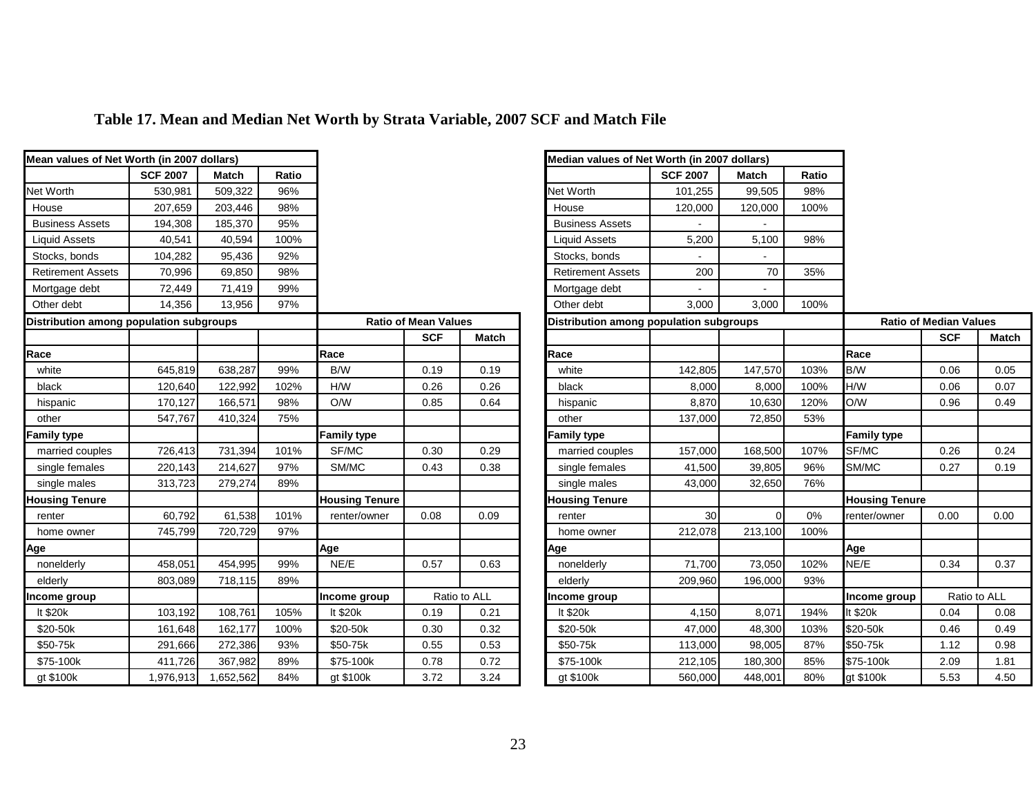# Table 17. Mean and Median Net Worth by Strata Variable, 2007 SCF and Match File

| Mean values of Net Worth (in 2007 dollars) | | | |
|---|---|---|---|
| | SCF 2007 | Match | Ratio |
| Net Worth | 530,981 | 509,322 | 96% |
| House | 207,659 | 203,446 | 98% |
| Business Assets | 194,308 | 185,370 | 95% |
| Liquid Assets | 40,541 | 40,594 | 100% |
| Stocks, bonds | 104,282 | 95,436 | 92% |
| Retirement Assets | 70,996 | 69,850 | 98% |
| Mortgage debt | 72,449 | 71,419 | 99% |
| Other debt | 14,356 | 13,956 | 97% |

| Distribution among population subgroups | | | | Ratio of Mean Values | | |
|---|---|---|---|---|---|---|
| | | | | | SCF | Match |
| **Race** | | | | **Race** | | |
| white | 645,819 | 638,287 | 99% | B/W | 0.19 | 0.19 |
| black | 120,640 | 122,992 | 102% | H/W | 0.26 | 0.26 |
| hispanic | 170,127 | 166,571 | 98% | O/W | 0.85 | 0.64 |
| other | 547,767 | 410,324 | 75% | | | |
| **Family type** | | | | **Family type** | | |
| married couples | 726,413 | 731,394 | 101% | SF/MC | 0.30 | 0.29 |
| single females | 220,143 | 214,627 | 97% | SM/MC | 0.43 | 0.38 |
| single males | 313,723 | 279,274 | 89% | | | |
| **Housing Tenure** | | | | **Housing Tenure** | | |
| renter | 60,792 | 61,538 | 101% | renter/owner | 0.08 | 0.09 |
| home owner | 745,799 | 720,729 | 97% | | | |
| **Age** | | | | **Age** | | |
| nonelderly | 458,051 | 454,995 | 99% | NE/E | 0.57 | 0.63 |
| elderly | 803,089 | 718,115 | 89% | | | |
| **Income group** | | | | **Income group** | Ratio to ALL | |
| lt $20k | 103,192 | 108,761 | 105% | lt $20k | 0.19 | 0.21 |
| $20-50k | 161,648 | 162,177 | 100% | $20-50k | 0.30 | 0.32 |
| $50-75k | 291,666 | 272,386 | 93% | $50-75k | 0.55 | 0.53 |
| $75-100k | 411,726 | 367,982 | 89% | $75-100k | 0.78 | 0.72 |
| gt $100k | 1,976,913 | 1,652,562 | 84% | gt $100k | 3.72 | 3.24 |

| Median values of Net Worth (in 2007 dollars) | | | |
|---|---|---|---|
| | SCF 2007 | Match | Ratio |
| Net Worth | 101,255 | 99,505 | 98% |
| House | 120,000 | 120,000 | 100% |
| Business Assets | - | - | |
| Liquid Assets | 5,200 | 5,100 | 98% |
| Stocks, bonds | - | - | |
| Retirement Assets | 200 | 70 | 35% |
| Mortgage debt | - | - | |
| Other debt | 3,000 | 3,000 | 100% |

| Distribution among population subgroups | | | | Ratio of Median Values | | |
|---|---|---|---|---|---|---|
| | | | | | SCF | Match |
| **Race** | | | | **Race** | | |
| white | 142,805 | 147,570 | 103% | B/W | 0.06 | 0.05 |
| black | 8,000 | 8,000 | 100% | H/W | 0.06 | 0.07 |
| hispanic | 8,870 | 10,630 | 120% | O/W | 0.96 | 0.49 |
| other | 137,000 | 72,850 | 53% | | | |
| **Family type** | | | | **Family type** | | |
| married couples | 157,000 | 168,500 | 107% | SF/MC | 0.26 | 0.24 |
| single females | 41,500 | 39,805 | 96% | SM/MC | 0.27 | 0.19 |
| single males | 43,000 | 32,650 | 76% | | | |
| **Housing Tenure** | | | | **Housing Tenure** | | |
| renter | 30 | 0 | 0% | renter/owner | 0.00 | 0.00 |
| home owner | 212,078 | 213,100 | 100% | | | |
| **Age** | | | | **Age** | | |
| nonelderly | 71,700 | 73,050 | 102% | NE/E | 0.34 | 0.37 |
| elderly | 209,960 | 196,000 | 93% | | | |
| **Income group** | | | | **Income group** | Ratio to ALL | |
| lt $20k | 4,150 | 8,071 | 194% | lt $20k | 0.04 | 0.08 |
| $20-50k | 47,000 | 48,300 | 103% | $20-50k | 0.46 | 0.49 |
| $50-75k | 113,000 | 98,005 | 87% | $50-75k | 1.12 | 0.98 |
| $75-100k | 212,105 | 180,300 | 85% | $75-100k | 2.09 | 1.81 |
| gt $100k | 560,000 | 448,001 | 80% | gt $100k | 5.53 | 4.50 |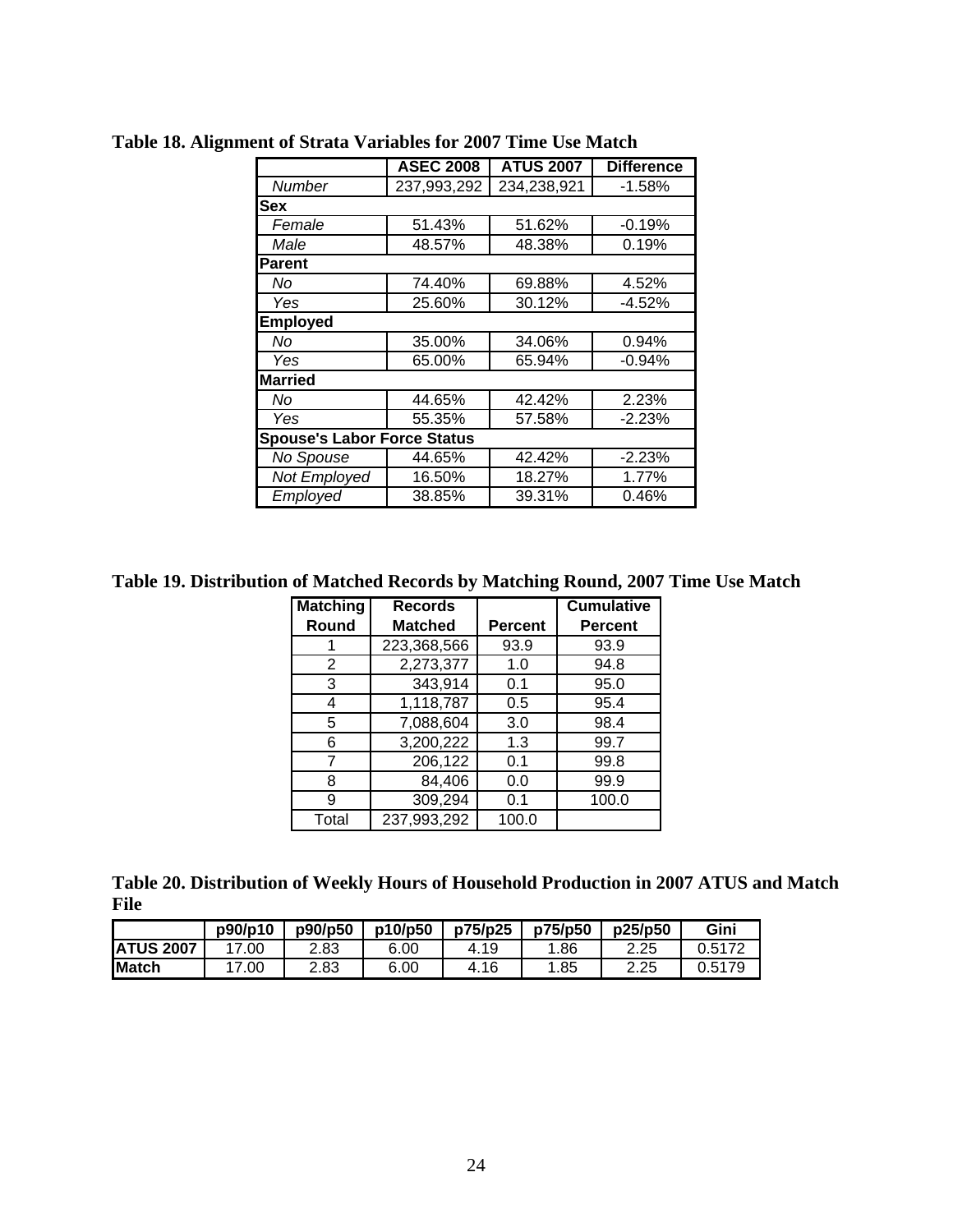**Table 18. Alignment of Strata Variables for 2007 Time Use Match**

| | ASEC 2008 | ATUS 2007 | Difference |
|---|---|---|---|
| *Number* | 237,993,292 | 234,238,921 | -1.58% |
| **Sex** | | | |
| *Female* | 51.43% | 51.62% | -0.19% |
| *Male* | 48.57% | 48.38% | 0.19% |
| **Parent** | | | |
| *No* | 74.40% | 69.88% | 4.52% |
| *Yes* | 25.60% | 30.12% | -4.52% |
| **Employed** | | | |
| *No* | 35.00% | 34.06% | 0.94% |
| *Yes* | 65.00% | 65.94% | -0.94% |
| **Married** | | | |
| *No* | 44.65% | 42.42% | 2.23% |
| *Yes* | 55.35% | 57.58% | -2.23% |
| **Spouse's Labor Force Status** | | | |
| *No Spouse* | 44.65% | 42.42% | -2.23% |
| *Not Employed* | 16.50% | 18.27% | 1.77% |
| *Employed* | 38.85% | 39.31% | 0.46% |

**Table 19. Distribution of Matched Records by Matching Round, 2007 Time Use Match**

| Matching Round | Records Matched | Percent | Cumulative Percent |
|---|---|---|---|
| 1 | 223,368,566 | 93.9 | 93.9 |
| 2 | 2,273,377 | 1.0 | 94.8 |
| 3 | 343,914 | 0.1 | 95.0 |
| 4 | 1,118,787 | 0.5 | 95.4 |
| 5 | 7,088,604 | 3.0 | 98.4 |
| 6 | 3,200,222 | 1.3 | 99.7 |
| 7 | 206,122 | 0.1 | 99.8 |
| 8 | 84,406 | 0.0 | 99.9 |
| 9 | 309,294 | 0.1 | 100.0 |
| Total | 237,993,292 | 100.0 | |

**Table 20. Distribution of Weekly Hours of Household Production in 2007 ATUS and Match File**

| | p90/p10 | p90/p50 | p10/p50 | p75/p25 | p75/p50 | p25/p50 | Gini |
|---|---|---|---|---|---|---|---|
| **ATUS 2007** | 17.00 | 2.83 | 6.00 | 4.19 | 1.86 | 2.25 | 0.5172 |
| **Match** | 17.00 | 2.83 | 6.00 | 4.16 | 1.85 | 2.25 | 0.5179 |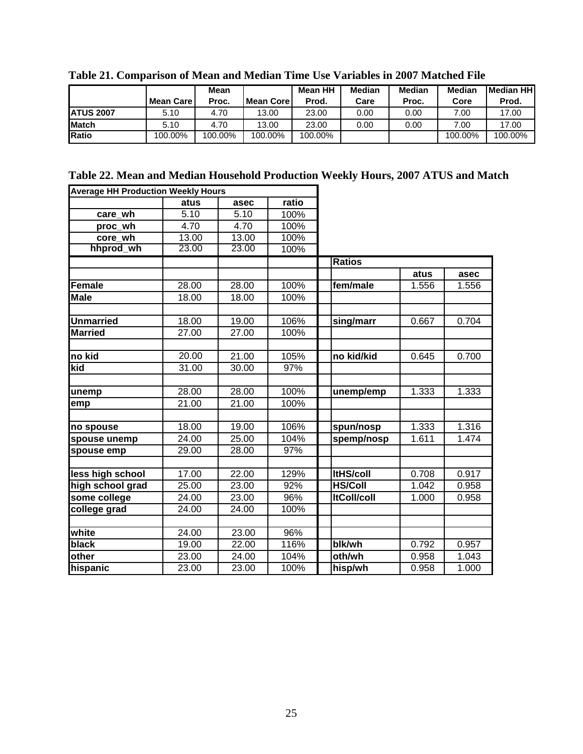**Table 21. Comparison of Mean and Median Time Use Variables in 2007 Matched File**

| | Mean Care | Mean Proc. | Mean Core | Mean HH Prod. | Median Care | Median Proc. | Median Core | Median HH Prod. |
|---|---|---|---|---|---|---|---|---|
| **ATUS 2007** | 5.10 | 4.70 | 13.00 | 23.00 | 0.00 | 0.00 | 7.00 | 17.00 |
| **Match** | 5.10 | 4.70 | 13.00 | 23.00 | 0.00 | 0.00 | 7.00 | 17.00 |
| **Ratio** | 100.00% | 100.00% | 100.00% | 100.00% | | | 100.00% | 100.00% |

**Table 22. Mean and Median Household Production Weekly Hours, 2007 ATUS and Match**

| Average HH Production Weekly Hours | | | | | | |
|---|---|---|---|---|---|---|
| | atus | asec | ratio | | | |
| care_wh | 5.10 | 5.10 | 100% | | | |
| proc_wh | 4.70 | 4.70 | 100% | | | |
| core_wh | 13.00 | 13.00 | 100% | | | |
| hhprod_wh | 23.00 | 23.00 | 100% | | | |
| | | | | **Ratios** | | |
| | | | | | atus | asec |
| **Female** | 28.00 | 28.00 | 100% | fem/male | 1.556 | 1.556 |
| **Male** | 18.00 | 18.00 | 100% | | | |
| | | | | | | |
| **Unmarried** | 18.00 | 19.00 | 106% | sing/marr | 0.667 | 0.704 |
| **Married** | 27.00 | 27.00 | 100% | | | |
| | | | | | | |
| **no kid** | 20.00 | 21.00 | 105% | no kid/kid | 0.645 | 0.700 |
| **kid** | 31.00 | 30.00 | 97% | | | |
| | | | | | | |
| **unemp** | 28.00 | 28.00 | 100% | unemp/emp | 1.333 | 1.333 |
| **emp** | 21.00 | 21.00 | 100% | | | |
| | | | | | | |
| **no spouse** | 18.00 | 19.00 | 106% | spun/nosp | 1.333 | 1.316 |
| **spouse unemp** | 24.00 | 25.00 | 104% | spemp/nosp | 1.611 | 1.474 |
| **spouse emp** | 29.00 | 28.00 | 97% | | | |
| | | | | | | |
| **less high school** | 17.00 | 22.00 | 129% | ltHS/coll | 0.708 | 0.917 |
| **high school grad** | 25.00 | 23.00 | 92% | HS/Coll | 1.042 | 0.958 |
| **some college** | 24.00 | 23.00 | 96% | ltColl/coll | 1.000 | 0.958 |
| **college grad** | 24.00 | 24.00 | 100% | | | |
| | | | | | | |
| **white** | 24.00 | 23.00 | 96% | | | |
| **black** | 19.00 | 22.00 | 116% | blk/wh | 0.792 | 0.957 |
| **other** | 23.00 | 24.00 | 104% | oth/wh | 0.958 | 1.043 |
| **hispanic** | 23.00 | 23.00 | 100% | hisp/wh | 0.958 | 1.000 |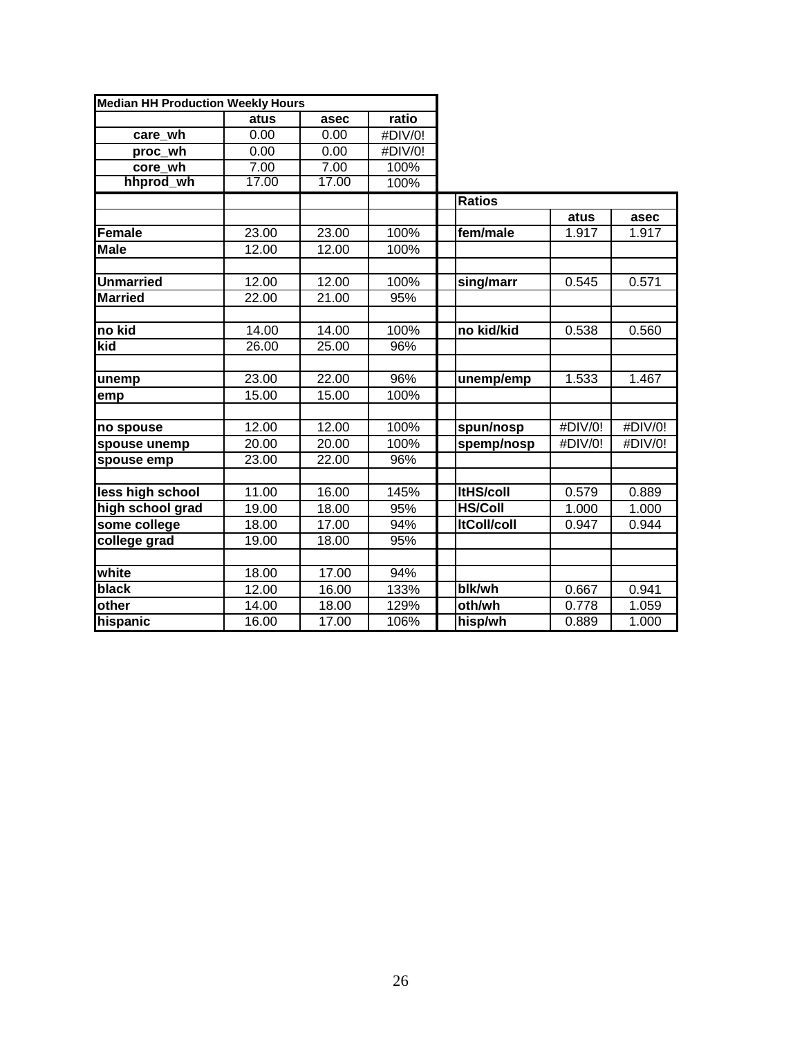| Median HH Production Weekly Hours | | | | | | | |
|---|---|---|---|---|---|---|---|
| | atus | asec | ratio | | | | |
| care_wh | 0.00 | 0.00 | #DIV/0! | | | | |
| proc_wh | 0.00 | 0.00 | #DIV/0! | | | | |
| core_wh | 7.00 | 7.00 | 100% | | | | |
| hhprod_wh | 17.00 | 17.00 | 100% | | | | |
| | | | | | Ratios | | |
| | | | | | | atus | asec |
| Female | 23.00 | 23.00 | 100% | | fem/male | 1.917 | 1.917 |
| Male | 12.00 | 12.00 | 100% | | | | |
| | | | | | | | |
| Unmarried | 12.00 | 12.00 | 100% | | sing/marr | 0.545 | 0.571 |
| Married | 22.00 | 21.00 | 95% | | | | |
| | | | | | | | |
| no kid | 14.00 | 14.00 | 100% | | no kid/kid | 0.538 | 0.560 |
| kid | 26.00 | 25.00 | 96% | | | | |
| | | | | | | | |
| unemp | 23.00 | 22.00 | 96% | | unemp/emp | 1.533 | 1.467 |
| emp | 15.00 | 15.00 | 100% | | | | |
| | | | | | | | |
| no spouse | 12.00 | 12.00 | 100% | | spun/nosp | #DIV/0! | #DIV/0! |
| spouse unemp | 20.00 | 20.00 | 100% | | spemp/nosp | #DIV/0! | #DIV/0! |
| spouse emp | 23.00 | 22.00 | 96% | | | | |
| | | | | | | | |
| less high school | 11.00 | 16.00 | 145% | | ltHS/coll | 0.579 | 0.889 |
| high school grad | 19.00 | 18.00 | 95% | | HS/Coll | 1.000 | 1.000 |
| some college | 18.00 | 17.00 | 94% | | ltColl/coll | 0.947 | 0.944 |
| college grad | 19.00 | 18.00 | 95% | | | | |
| | | | | | | | |
| white | 18.00 | 17.00 | 94% | | | | |
| black | 12.00 | 16.00 | 133% | | blk/wh | 0.667 | 0.941 |
| other | 14.00 | 18.00 | 129% | | oth/wh | 0.778 | 1.059 |
| hispanic | 16.00 | 17.00 | 106% | | hisp/wh | 0.889 | 1.000 |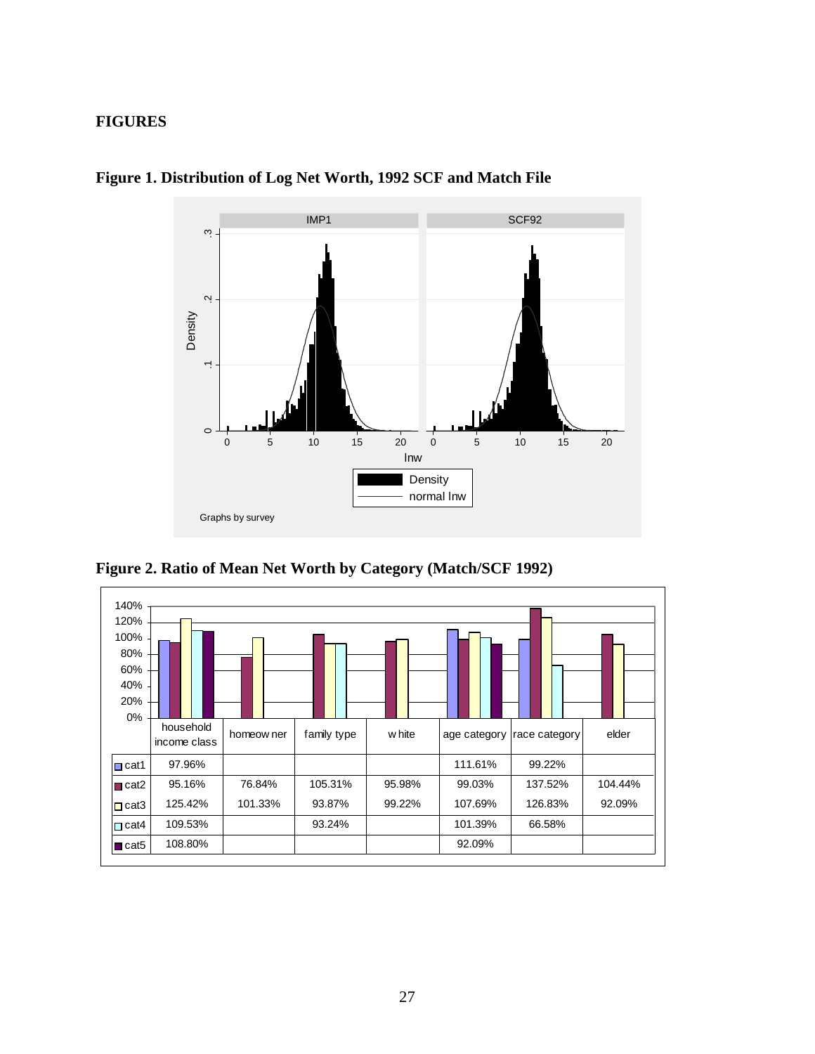## FIGURES

**Figure 1. Distribution of Log Net Worth, 1992 SCF and Match File**

**Figure 2. Ratio of Mean Net Worth by Category (Match/SCF 1992)**

| | household income class | homeowner | family type | white | age category | race category | elder |
|---|---|---|---|---|---|---|---|
| cat1 | 97.96% | | | | 111.61% | 99.22% | |
| cat2 | 95.16% | 76.84% | 105.31% | 95.98% | 99.03% | 137.52% | 104.44% |
| cat3 | 125.42% | 101.33% | 93.87% | 99.22% | 107.69% | 126.83% | 92.09% |
| cat4 | 109.53% | | 93.24% | | 101.39% | 66.58% | |
| cat5 | 108.80% | | | | 92.09% | | |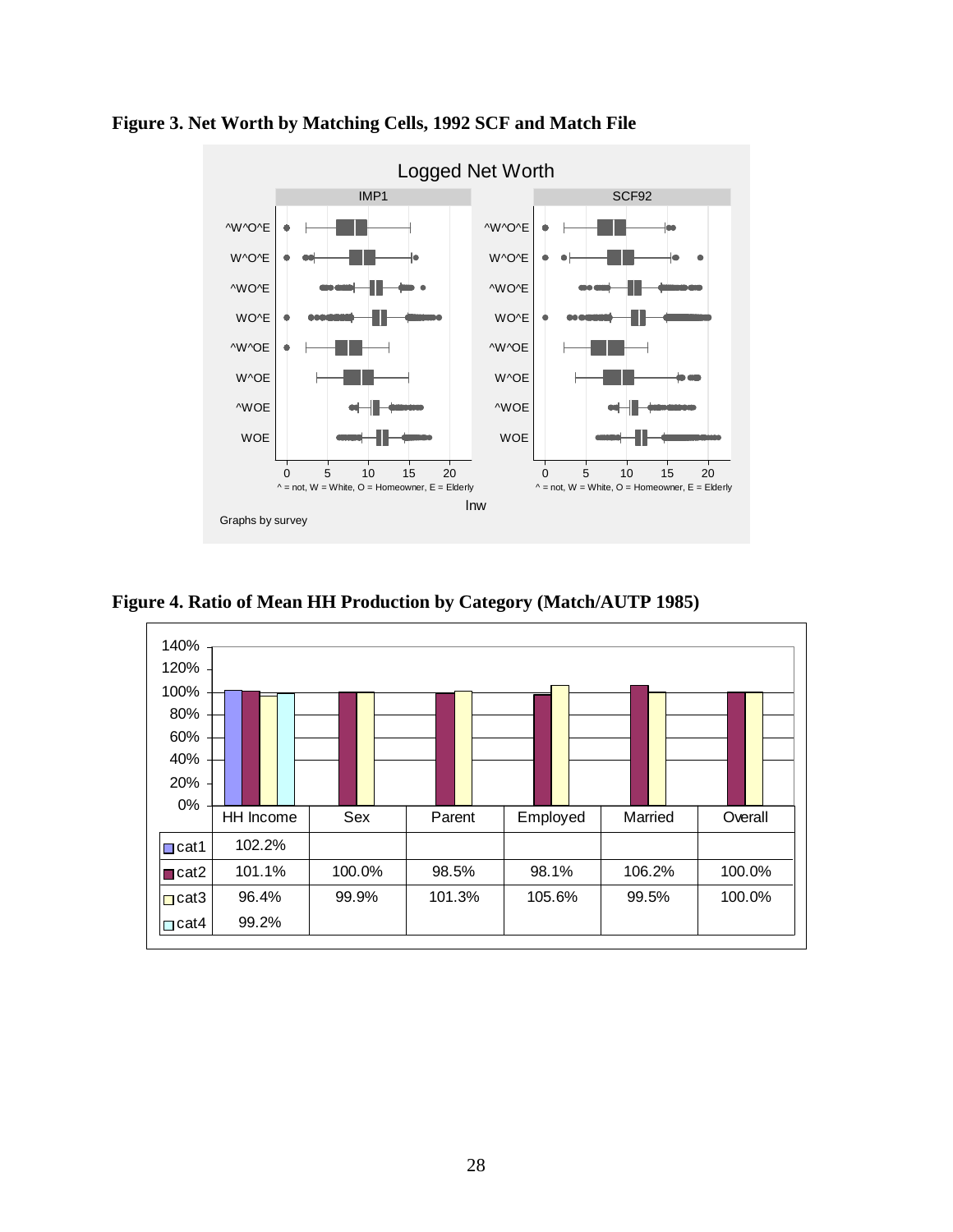**Figure 3. Net Worth by Matching Cells, 1992 SCF and Match File**

**Figure 4. Ratio of Mean HH Production by Category (Match/AUTP 1985)**

| | HH Income | Sex | Parent | Employed | Married | Overall |
|---|---|---|---|---|---|---|
| cat1 | 102.2% | | | | | |
| cat2 | 101.1% | 100.0% | 98.5% | 98.1% | 106.2% | 100.0% |
| cat3 | 96.4% | 99.9% | 101.3% | 105.6% | 99.5% | 100.0% |
| cat4 | 99.2% | | | | | |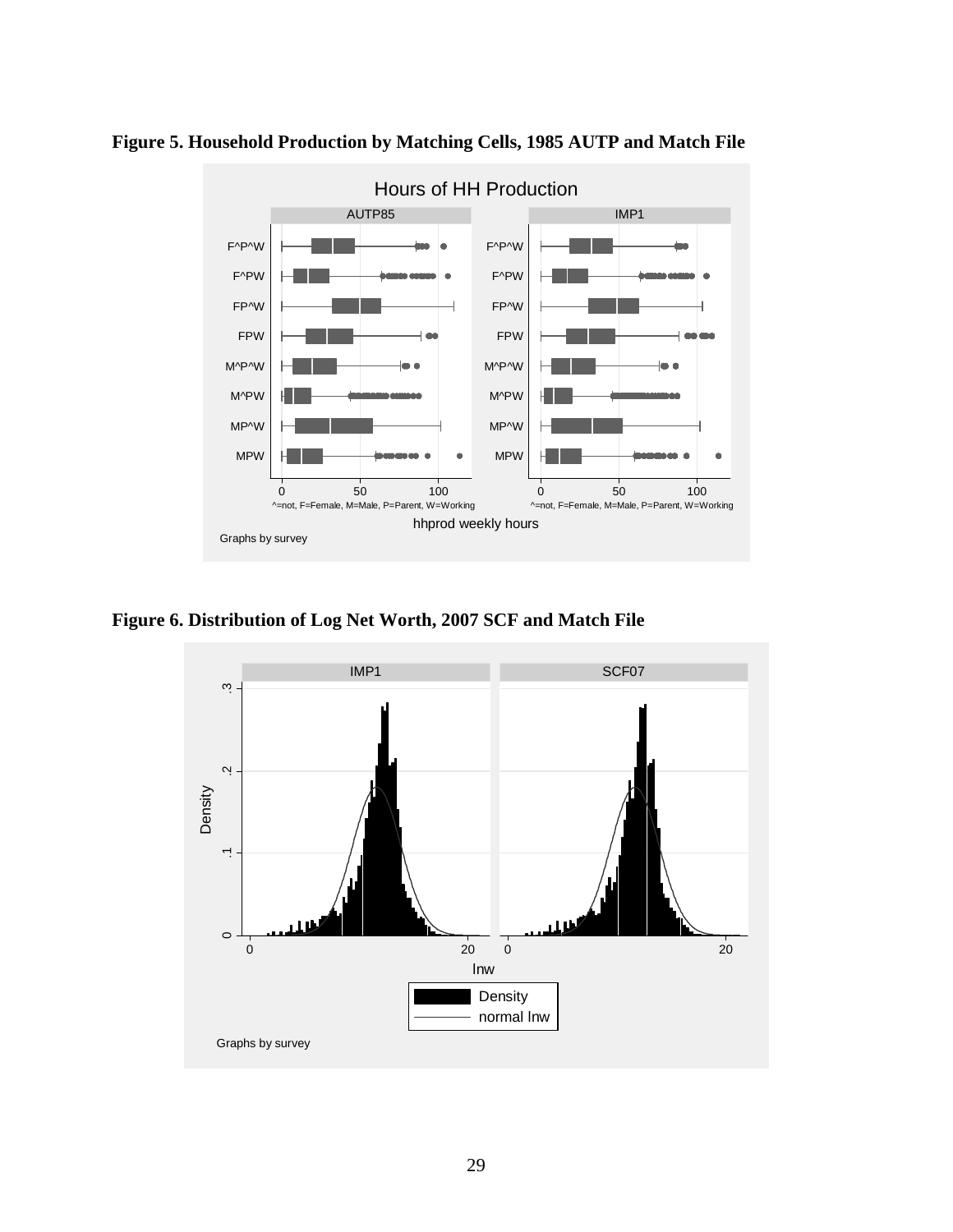**Figure 5. Household Production by Matching Cells, 1985 AUTP and Match File**

**Figure 6. Distribution of Log Net Worth, 2007 SCF and Match File**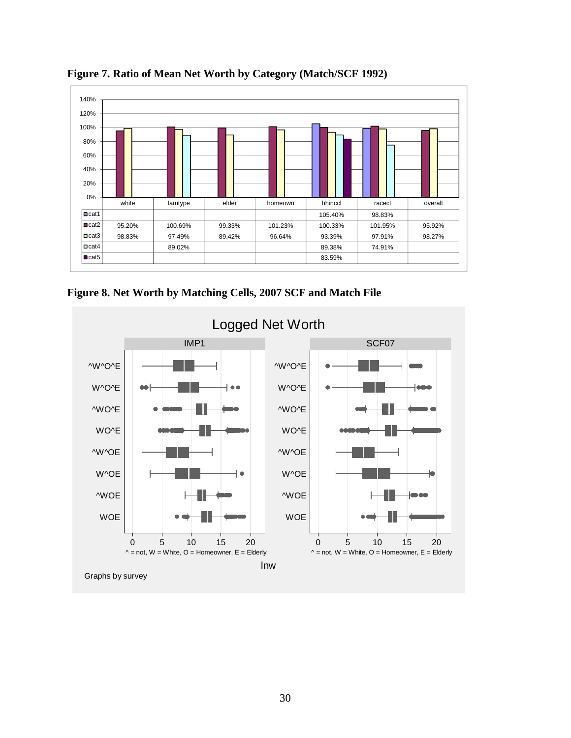**Figure 7. Ratio of Mean Net Worth by Category (Match/SCF 1992)**

| | white | famtype | elder | homeown | hhinccl | racecl | overall |
|---|---|---|---|---|---|---|---|
| cat1 | | | | | 105.40% | 98.83% | |
| cat2 | 95.20% | 100.69% | 99.33% | 101.23% | 100.33% | 101.95% | 95.92% |
| cat3 | 98.83% | 97.49% | 89.42% | 96.64% | 93.39% | 97.91% | 98.27% |
| cat4 | | 89.02% | | | 89.38% | 74.91% | |
| cat5 | | | | | 83.59% | | |

**Figure 8. Net Worth by Matching Cells, 2007 SCF and Match File**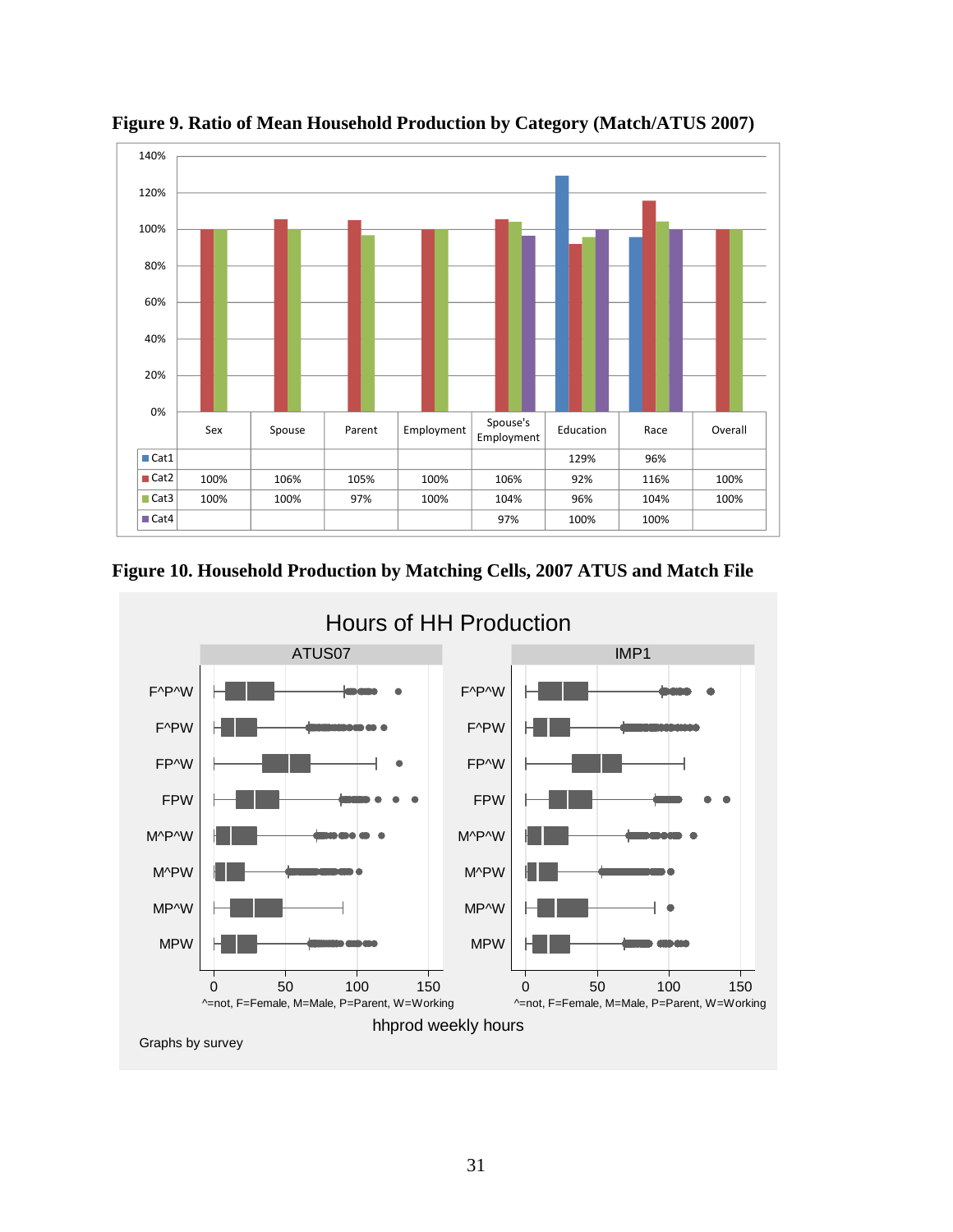**Figure 9. Ratio of Mean Household Production by Category (Match/ATUS 2007)**

140%
120%
100%
80%
60%
40%
20%
0%

| | Sex | Spouse | Parent | Employment | Spouse's Employment | Education | Race | Overall |
|---|---|---|---|---|---|---|---|---|
| Cat1 | | | | | | 129% | 96% | |
| Cat2 | 100% | 106% | 105% | 100% | 106% | 92% | 116% | 100% |
| Cat3 | 100% | 100% | 97% | 100% | 104% | 96% | 104% | 100% |
| Cat4 | | | | | 97% | 100% | 100% | |

**Figure 10. Household Production by Matching Cells, 2007 ATUS and Match File**

Hours of HH Production

ATUS07

IMP1

F^P^W
F^PW
FP^W
FPW
M^P^W
M^PW
MP^W
MPW

0 50 100 150

^=not, F=Female, M=Male, P=Parent, W=Working

hhprod weekly hours

Graphs by survey